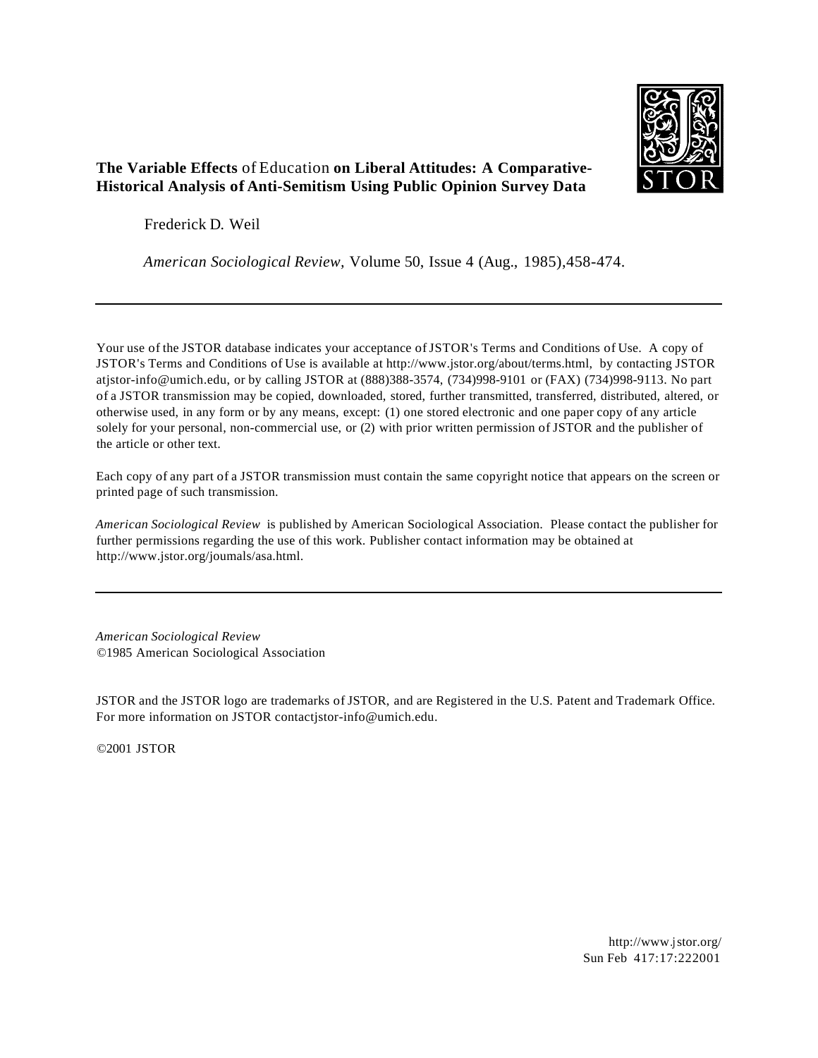**The Variable Effects** of Education **on Liberal Attitudes: A Comparative-Historical Analysis of Anti-Semitism Using Public Opinion Survey Data**

Frederick D. Weil

*American Sociological Review,* Volume 50, Issue 4 (Aug., 1985),458-474.

---

Your use of the JSTOR database indicates your acceptance of JSTOR's Terms and Conditions of Use. A copy of JSTOR's Terms and Conditions of Use is available at http://www.jstor.org/about/terms.html, by contacting JSTOR atjstor-info@umich.edu, or by calling JSTOR at (888)388-3574, (734)998-9101 or (FAX) (734)998-9113. No part of a JSTOR transmission may be copied, downloaded, stored, further transmitted, transferred, distributed, altered, or otherwise used, in any form or by any means, except: (1) one stored electronic and one paper copy of any article solely for your personal, non-commercial use, or (2) with prior written permission of JSTOR and the publisher of the article or other text.

Each copy of any part of a JSTOR transmission must contain the same copyright notice that appears on the screen or printed page of such transmission.

*American Sociological Review* is published by American Sociological Association. Please contact the publisher for further permissions regarding the use of this work. Publisher contact information may be obtained at http://www.jstor.org/joumals/asa.html.

---

*American Sociological Review*
©1985 American Sociological Association

JSTOR and the JSTOR logo are trademarks of JSTOR, and are Registered in the U.S. Patent and Trademark Office. For more information on JSTOR contactjstor-info@umich.edu.

©2001 JSTOR

http://www.jstor.org/
Sun Feb 417:17:222001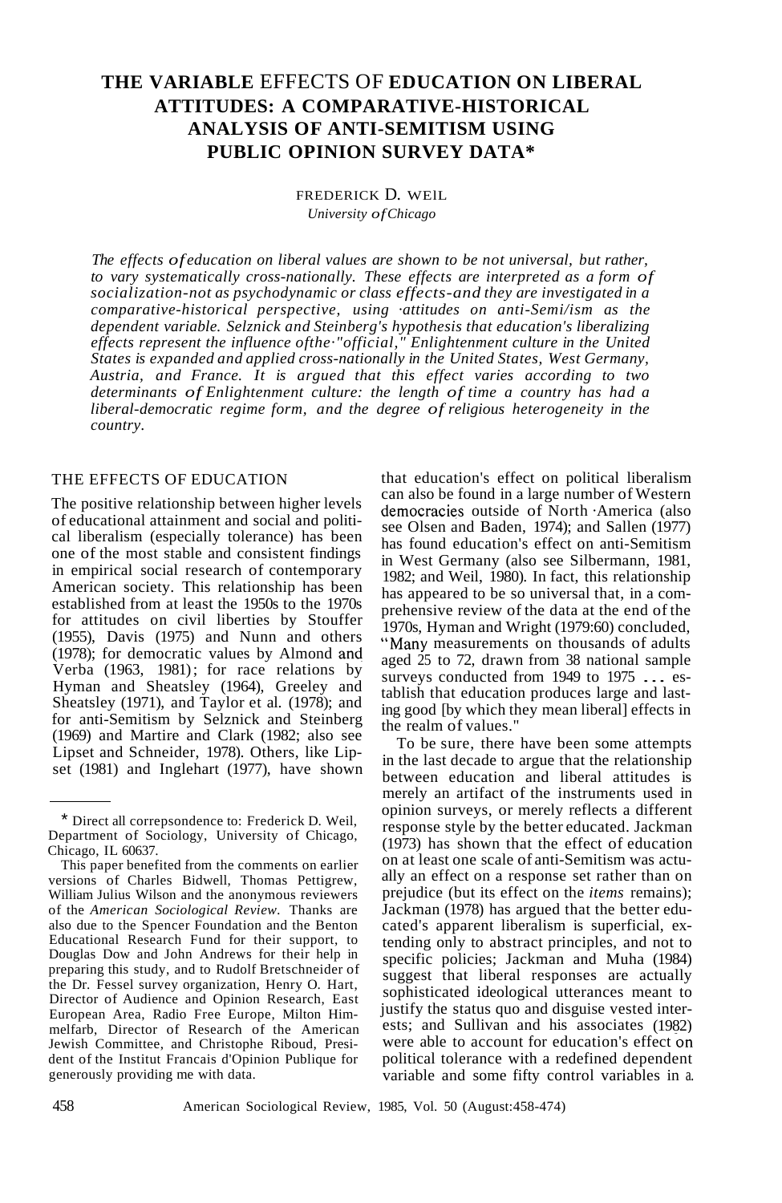# THE VARIABLE EFFECTS OF EDUCATION ON LIBERAL ATTITUDES: A COMPARATIVE-HISTORICAL ANALYSIS OF ANTI-SEMITISM USING PUBLIC OPINION SURVEY DATA*

FREDERICK D. WEIL
*University of Chicago*

*The effects of education on liberal values are shown to be not universal, but rather, to vary systematically cross-nationally. These effects are interpreted as a form of socialization-not as psychodynamic or class effects-and they are investigated in a comparative-historical perspective, using attitudes on anti-Semitism as the dependent variable. Selznick and Steinberg's hypothesis that education's liberalizing effects represent the influence of the "official," Enlightenment culture in the United States is expanded and applied cross-nationally in the United States, West Germany, Austria, and France. It is argued that this effect varies according to two determinants of Enlightenment culture: the length of time a country has had a liberal-democratic regime form, and the degree of religious heterogeneity in the country.*

## THE EFFECTS OF EDUCATION

The positive relationship between higher levels of educational attainment and social and political liberalism (especially tolerance) has been one of the most stable and consistent findings in empirical social research of contemporary American society. This relationship has been established from at least the 1950s to the 1970s for attitudes on civil liberties by Stouffer (1955), Davis (1975) and Nunn and others (1978); for democratic values by Almond and Verba (1963, 1981); for race relations by Hyman and Sheatsley (1964), Greeley and Sheatsley (1971), and Taylor et al. (1978); and for anti-Semitism by Selznick and Steinberg (1969) and Martire and Clark (1982; also see Lipset and Schneider, 1978). Others, like Lipset (1981) and Inglehart (1977), have shown that education's effect on political liberalism can also be found in a large number of Western democracies outside of North America (also see Olsen and Baden, 1974); and Sallen (1977) has found education's effect on anti-Semitism in West Germany (also see Silbermann, 1981, 1982; and Weil, 1980). In fact, this relationship has appeared to be so universal that, in a comprehensive review of the data at the end of the 1970s, Hyman and Wright (1979:60) concluded, "Many measurements on thousands of adults aged 25 to 72, drawn from 38 national sample surveys conducted from 1949 to 1975 ... establish that education produces large and lasting good [by which they mean liberal] effects in the realm of values."

To be sure, there have been some attempts in the last decade to argue that the relationship between education and liberal attitudes is merely an artifact of the instruments used in opinion surveys, or merely reflects a different response style by the better educated. Jackman (1973) has shown that the effect of education on at least one scale of anti-Semitism was actually an effect on a response set rather than on prejudice (but its effect on the *items* remains); Jackman (1978) has argued that the better educated's apparent liberalism is superficial, extending only to abstract principles, and not to specific policies; Jackman and Muha (1984) suggest that liberal responses are actually sophisticated ideological utterances meant to justify the status quo and disguise vested interests; and Sullivan and his associates (1982) were able to account for education's effect on political tolerance with a redefined dependent variable and some fifty control variables in a

---

\* Direct all correpsondence to: Frederick D. Weil, Department of Sociology, University of Chicago, Chicago, IL 60637.

This paper benefited from the comments on earlier versions of Charles Bidwell, Thomas Pettigrew, William Julius Wilson and the anonymous reviewers of the *American Sociological Review*. Thanks are also due to the Spencer Foundation and the Benton Educational Research Fund for their support, to Douglas Dow and John Andrews for their help in preparing this study, and to Rudolf Bretschneider of the Dr. Fessel survey organization, Henry O. Hart, Director of Audience and Opinion Research, East European Area, Radio Free Europe, Milton Himmelfarb, Director of Research of the American Jewish Committee, and Christophe Riboud, President of the Institut Francais d'Opinion Publique for generously providing me with data.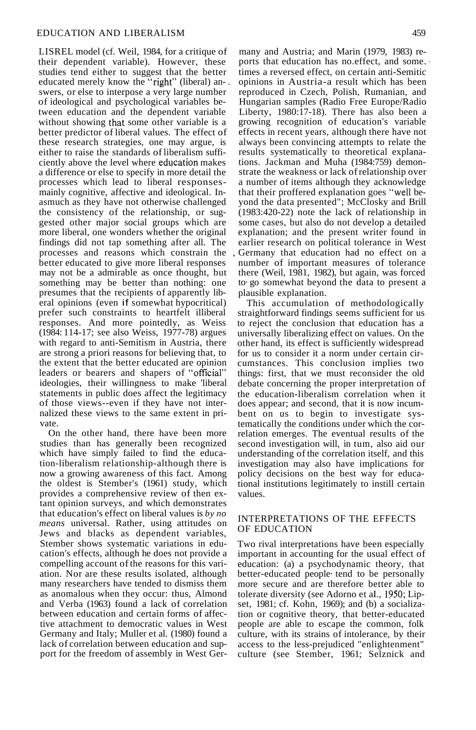LISREL model (cf. Weil, 1984, for a critique of their dependent variable). However, these studies tend either to suggest that the better educated merely know the "right" (liberal) answers, or else to interpose a very large number of ideological and psychological variables between education and the dependent variable without showing that some other variable is a better predictor of liberal values. The effect of these research strategies, one may argue, is either to raise the standards of liberalism sufficiently above the level where education makes a difference or else to specify in more detail the processes which lead to liberal responses-mainly cognitive, affective and ideological. Inasmuch as they have not otherwise challenged the consistency of the relationship, or suggested other major social groups which are more liberal, one wonders whether the original findings did not tap something after all. The processes and reasons which constrain the better educated to give more liberal responses may not be a admirable as once thought, but something may be better than nothing: one presumes that the recipients of apparently liberal opinions (even if somewhat hypocritical) prefer such constraints to heartfelt illiberal responses. And more pointedly, as Weiss (1984: 114-17; see also Weiss, 1977-78) argues with regard to anti-Semitism in Austria, there are strong a priori reasons for believing that, to the extent that the better educated are opinion leaders or bearers and shapers of "official" ideologies, their willingness to make 'liberal statements in public does affect the legitimacy of those views--even if they have not internalized these views to the same extent in private.

On the other hand, there have been more studies than has generally been recognized which have simply failed to find the education-liberalism relationship-although there is now a growing awareness of this fact. Among the oldest is Stember's (1961) study, which provides a comprehensive review of then extant opinion surveys, and which demonstrates that education's effect on liberal values is *by no means* universal. Rather, using attitudes on Jews and blacks as dependent variables, Stember shows systematic variations in education's effects, although he does not provide a compelling account of the reasons for this variation. Nor are these results isolated, although many researchers have tended to dismiss them as anomalous when they occur: thus, Almond and Verba (1963) found a lack of correlation between education and certain forms of affective attachment to democratic values in West Germany and Italy; Muller et al. (1980) found a lack of correlation between education and support for the freedom of assembly in West Germany and Austria; and Marin (1979, 1983) reports that education has no effect, and sometimes a reversed effect, on certain anti-Semitic opinions in Austria-a result which has been reproduced in Czech, Polish, Rumanian, and Hungarian samples (Radio Free Europe/Radio Liberty, 1980:17-18). There has also been a growing recognition of education's variable effects in recent years, although there have not always been convincing attempts to relate the results systematically to theoretical explanations. Jackman and Muha (1984:759) demonstrate the weakness or lack of relationship over a number of items although they acknowledge that their proffered explanation goes "well beyond the data presented"; McClosky and Brill (1983:420-22) note the lack of relationship in some cases, but also do not develop a detailed explanation; and the present writer found in earlier research on political tolerance in West Germany that education had no effect on a number of important measures of tolerance there (Weil, 1981, 1982), but again, was forced to go somewhat beyond the data to present a plausible explanation.

This accumulation of methodologically straightforward findings seems sufficient for us to reject the conclusion that education has a universally liberalizing effect on values. On the other hand, its effect is sufficiently widespread for us to consider it a norm under certain circumstances. This conclusion implies two things: first, that we must reconsider the old debate concerning the proper interpretation of the education-liberalism correlation when it does appear; and second, that it is now incumbent on us to begin to investigate systematically the conditions under which the correlation emerges. The eventual results of the second investigation will, in turn, also aid our understanding of the correlation itself, and this investigation may also have implications for policy decisions on the best way for educational institutions legitimately to instill certain values.

## INTERPRETATIONS OF THE EFFECTS OF EDUCATION

Two rival interpretations have been especially important in accounting for the usual effect of education: (a) a psychodynamic theory, that better-educated people tend to be personally more secure and are therefore better able to tolerate diversity (see Adorno et al., 1950; Lipset, 1981; cf. Kohn, 1969); and (b) a socialization or cognitive theory, that better-educated people are able to escape the common, folk culture, with its strains of intolerance, by their access to the less-prejudiced "enlightenment" culture (see Stember, 1961; Selznick and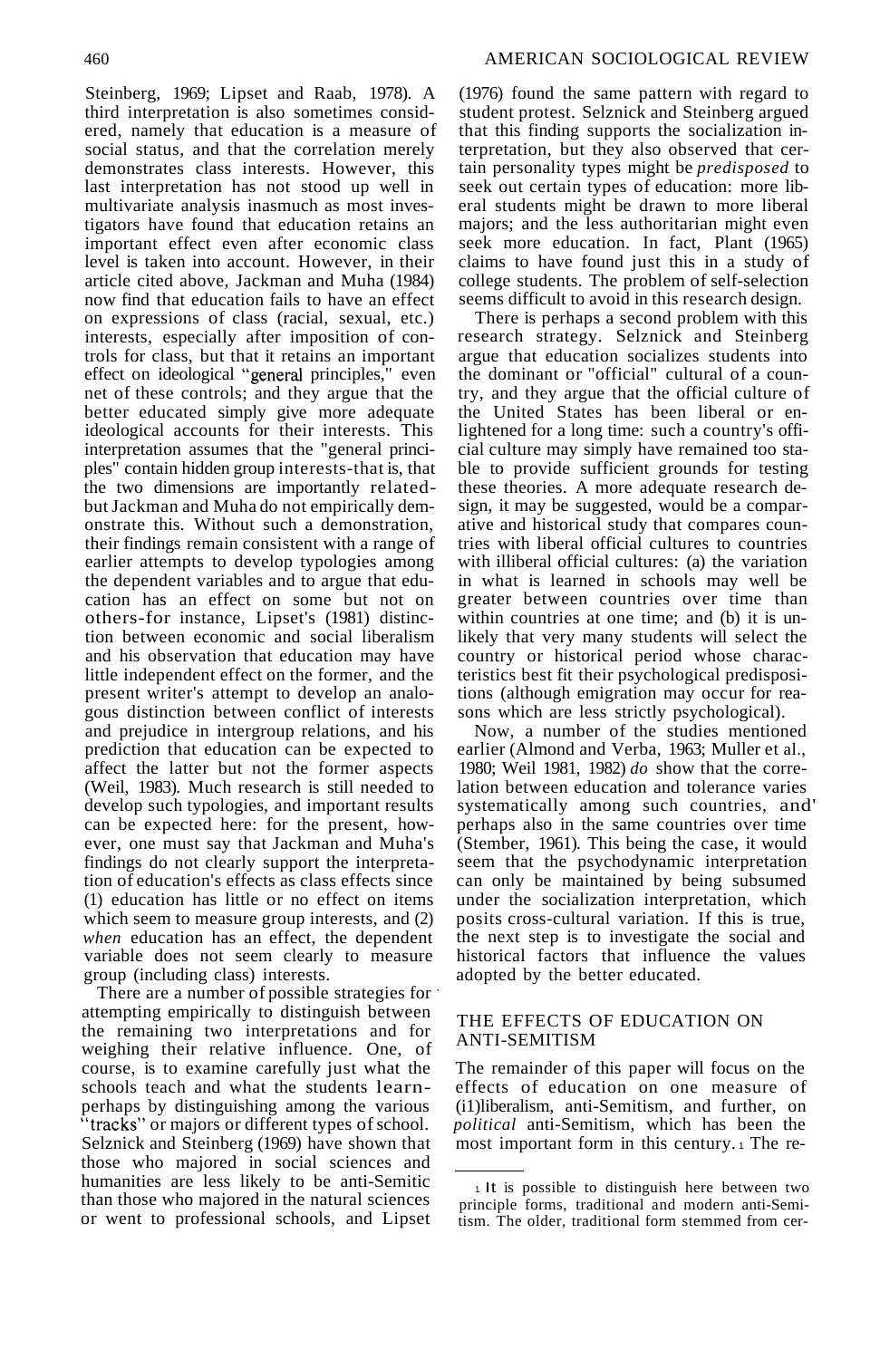Steinberg, 1969; Lipset and Raab, 1978). A third interpretation is also sometimes considered, namely that education is a measure of social status, and that the correlation merely demonstrates class interests. However, this last interpretation has not stood up well in multivariate analysis inasmuch as most investigators have found that education retains an important effect even after economic class level is taken into account. However, in their article cited above, Jackman and Muha (1984) now find that education fails to have an effect on expressions of class (racial, sexual, etc.) interests, especially after imposition of controls for class, but that it retains an important effect on ideological "general principles," even net of these controls; and they argue that the better educated simply give more adequate ideological accounts for their interests. This interpretation assumes that the "general principles" contain hidden group interests-that is, that the two dimensions are importantly related-but Jackman and Muha do not empirically demonstrate this. Without such a demonstration, their findings remain consistent with a range of earlier attempts to develop typologies among the dependent variables and to argue that education has an effect on some but not on others-for instance, Lipset's (1981) distinction between economic and social liberalism and his observation that education may have little independent effect on the former, and the present writer's attempt to develop an analogous distinction between conflict of interests and prejudice in intergroup relations, and his prediction that education can be expected to affect the latter but not the former aspects (Weil, 1983). Much research is still needed to develop such typologies, and important results can be expected here: for the present, however, one must say that Jackman and Muha's findings do not clearly support the interpretation of education's effects as class effects since (1) education has little or no effect on items which seem to measure group interests, and (2) *when* education has an effect, the dependent variable does not seem clearly to measure group (including class) interests.

There are a number of possible strategies for attempting empirically to distinguish between the remaining two interpretations and for weighing their relative influence. One, of course, is to examine carefully just what the schools teach and what the students learn-perhaps by distinguishing among the various "tracks" or majors or different types of school. Selznick and Steinberg (1969) have shown that those who majored in social sciences and humanities are less likely to be anti-Semitic than those who majored in the natural sciences or went to professional schools, and Lipset (1976) found the same pattern with regard to student protest. Selznick and Steinberg argued that this finding supports the socialization interpretation, but they also observed that certain personality types might be *predisposed* to seek out certain types of education: more liberal students might be drawn to more liberal majors; and the less authoritarian might even seek more education. In fact, Plant (1965) claims to have found just this in a study of college students. The problem of self-selection seems difficult to avoid in this research design.

There is perhaps a second problem with this research strategy. Selznick and Steinberg argue that education socializes students into the dominant or "official" cultural of a country, and they argue that the official culture of the United States has been liberal or enlightened for a long time: such a country's official culture may simply have remained too stable to provide sufficient grounds for testing these theories. A more adequate research design, it may be suggested, would be a comparative and historical study that compares countries with liberal official cultures to countries with illiberal official cultures: (a) the variation in what is learned in schools may well be greater between countries over time than within countries at one time; and (b) it is unlikely that very many students will select the country or historical period whose characteristics best fit their psychological predispositions (although emigration may occur for reasons which are less strictly psychological).

Now, a number of the studies mentioned earlier (Almond and Verba, 1963; Muller et al., 1980; Weil 1981, 1982) *do* show that the correlation between education and tolerance varies systematically among such countries, and perhaps also in the same countries over time (Stember, 1961). This being the case, it would seem that the psychodynamic interpretation can only be maintained by being subsumed under the socialization interpretation, which posits cross-cultural variation. If this is true, the next step is to investigate the social and historical factors that influence the values adopted by the better educated.

## THE EFFECTS OF EDUCATION ON ANTI-SEMITISM

The remainder of this paper will focus on the effects of education on one measure of (i1)liberalism, anti-Semitism, and further, on *political* anti-Semitism, which has been the most important form in this century.[1] The re-

---

[1] It is possible to distinguish here between two principle forms, traditional and modern anti-Semitism. The older, traditional form stemmed from cer-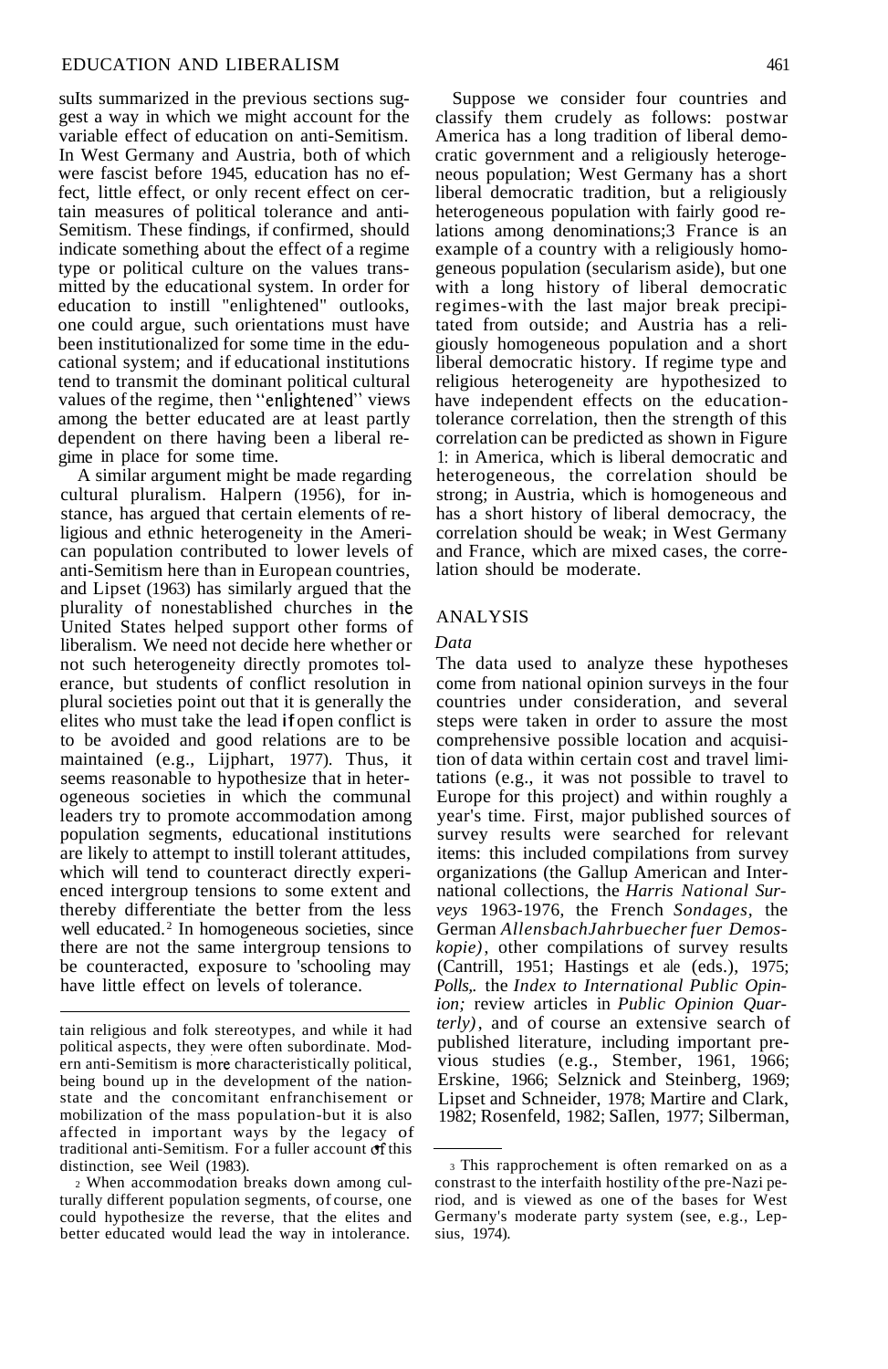sults summarized in the previous sections suggest a way in which we might account for the variable effect of education on anti-Semitism. In West Germany and Austria, both of which were fascist before 1945, education has no effect, little effect, or only recent effect on certain measures of political tolerance and anti-Semitism. These findings, if confirmed, should indicate something about the effect of a regime type or political culture on the values transmitted by the educational system. In order for education to instill "enlightened" outlooks, one could argue, such orientations must have been institutionalized for some time in the educational system; and if educational institutions tend to transmit the dominant political cultural values of the regime, then "enlightened" views among the better educated are at least partly dependent on there having been a liberal regime in place for some time.

A similar argument might be made regarding cultural pluralism. Halpern (1956), for instance, has argued that certain elements of religious and ethnic heterogeneity in the American population contributed to lower levels of anti-Semitism here than in European countries, and Lipset (1963) has similarly argued that the plurality of nonestablished churches in the United States helped support other forms of liberalism. We need not decide here whether or not such heterogeneity directly promotes tolerance, but students of conflict resolution in plural societies point out that it is generally the elites who must take the lead if open conflict is to be avoided and good relations are to be maintained (e.g., Lijphart, 1977). Thus, it seems reasonable to hypothesize that in heterogeneous societies in which the communal leaders try to promote accommodation among population segments, educational institutions are likely to attempt to instill tolerant attitudes, which will tend to counteract directly experienced intergroup tensions to some extent and thereby differentiate the better from the less well educated.[2] In homogeneous societies, since there are not the same intergroup tensions to be counteracted, exposure to schooling may have little effect on levels of tolerance.

Suppose we consider four countries and classify them crudely as follows: postwar America has a long tradition of liberal democratic government and a religiously heterogeneous population; West Germany has a short liberal democratic tradition, but a religiously heterogeneous population with fairly good relations among denominations;[3] France is an example of a country with a religiously homogeneous population (secularism aside), but one with a long history of liberal democratic regimes-with the last major break precipitated from outside; and Austria has a religiously homogeneous population and a short liberal democratic history. If regime type and religious heterogeneity are hypothesized to have independent effects on the education-tolerance correlation, then the strength of this correlation can be predicted as shown in Figure 1: in America, which is liberal democratic and heterogeneous, the correlation should be strong; in Austria, which is homogeneous and has a short history of liberal democracy, the correlation should be weak; in West Germany and France, which are mixed cases, the correlation should be moderate.

## ANALYSIS

### *Data*

The data used to analyze these hypotheses come from national opinion surveys in the four countries under consideration, and several steps were taken in order to assure the most comprehensive possible location and acquisition of data within certain cost and travel limitations (e.g., it was not possible to travel to Europe for this project) and within roughly a year's time. First, major published sources of survey results were searched for relevant items: this included compilations from survey organizations (the Gallup American and International collections, the *Harris National Surveys* 1963-1976, the French *Sondages,* the German *Allensbach Jahrbuecher fuer Demoskopie)*, other compilations of survey results (Cantrill, 1951; Hastings et al. (eds.), 1975; *Polls*, the *Index to International Public Opinion;* review articles in *Public Opinion Quarterly)*, and of course an extensive search of published literature, including important previous studies (e.g., Stember, 1961, 1966; Erskine, 1966; Selznick and Steinberg, 1969; Lipset and Schneider, 1978; Martire and Clark, 1982; Rosenfeld, 1982; Sallen, 1977; Silberman,

---

tain religious and folk stereotypes, and while it had political aspects, they were often subordinate. Modern anti-Semitism is more characteristically political, being bound up in the development of the nation-state and the concomitant enfranchisement or mobilization of the mass population-but it is also affected in important ways by the legacy of traditional anti-Semitism. For a fuller account of this distinction, see Weil (1983).

[2] When accommodation breaks down among culturally different population segments, of course, one could hypothesize the reverse, that the elites and better educated would lead the way in intolerance.

[3] This rapprochement is often remarked on as a constrast to the interfaith hostility of the pre-Nazi period, and is viewed as one of the bases for West Germany's moderate party system (see, e.g., Lepsius, 1974).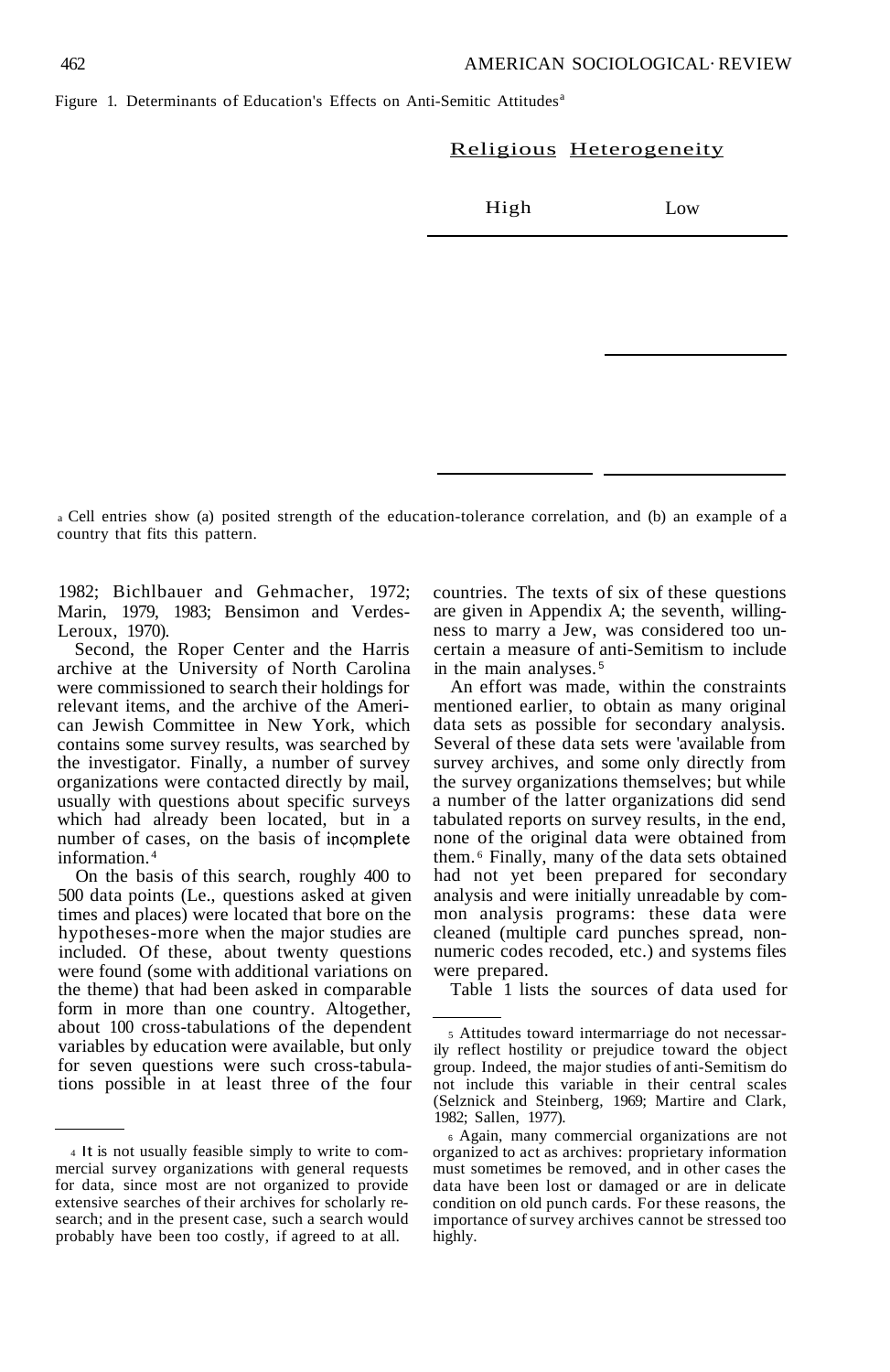Figure 1. Determinants of Education's Effects on Anti-Semitic Attitudes[a]

| | Religious Heterogeneity | |
|---|---|---|
| | High | Low |
| | | |
| | | |

[a] Cell entries show (a) posited strength of the education-tolerance correlation, and (b) an example of a country that fits this pattern.

1982; Bichlbauer and Gehmacher, 1972; Marin, 1979, 1983; Bensimon and Verdes-Leroux, 1970).

Second, the Roper Center and the Harris archive at the University of North Carolina were commissioned to search their holdings for relevant items, and the archive of the American Jewish Committee in New York, which contains some survey results, was searched by the investigator. Finally, a number of survey organizations were contacted directly by mail, usually with questions about specific surveys which had already been located, but in a number of cases, on the basis of incomplete information.[4]

On the basis of this search, roughly 400 to 500 data points (Le., questions asked at given times and places) were located that bore on the hypotheses-more when the major studies are included. Of these, about twenty questions were found (some with additional variations on the theme) that had been asked in comparable form in more than one country. Altogether, about 100 cross-tabulations of the dependent variables by education were available, but only for seven questions were such cross-tabulations possible in at least three of the four countries. The texts of six of these questions are given in Appendix A; the seventh, willingness to marry a Jew, was considered too uncertain a measure of anti-Semitism to include in the main analyses.[5]

An effort was made, within the constraints mentioned earlier, to obtain as many original data sets as possible for secondary analysis. Several of these data sets were 'available from survey archives, and some only directly from the survey organizations themselves; but while a number of the latter organizations did send tabulated reports on survey results, in the end, none of the original data were obtained from them.[6] Finally, many of the data sets obtained had not yet been prepared for secondary analysis and were initially unreadable by common analysis programs: these data were cleaned (multiple card punches spread, non-numeric codes recoded, etc.) and systems files were prepared.

Table 1 lists the sources of data used for

[4] It is not usually feasible simply to write to commercial survey organizations with general requests for data, since most are not organized to provide extensive searches of their archives for scholarly research; and in the present case, such a search would probably have been too costly, if agreed to at all.

[5] Attitudes toward intermarriage do not necessarily reflect hostility or prejudice toward the object group. Indeed, the major studies of anti-Semitism do not include this variable in their central scales (Selznick and Steinberg, 1969; Martire and Clark, 1982; Sallen, 1977).

[6] Again, many commercial organizations are not organized to act as archives: proprietary information must sometimes be removed, and in other cases the data have been lost or damaged or are in delicate condition on old punch cards. For these reasons, the importance of survey archives cannot be stressed too highly.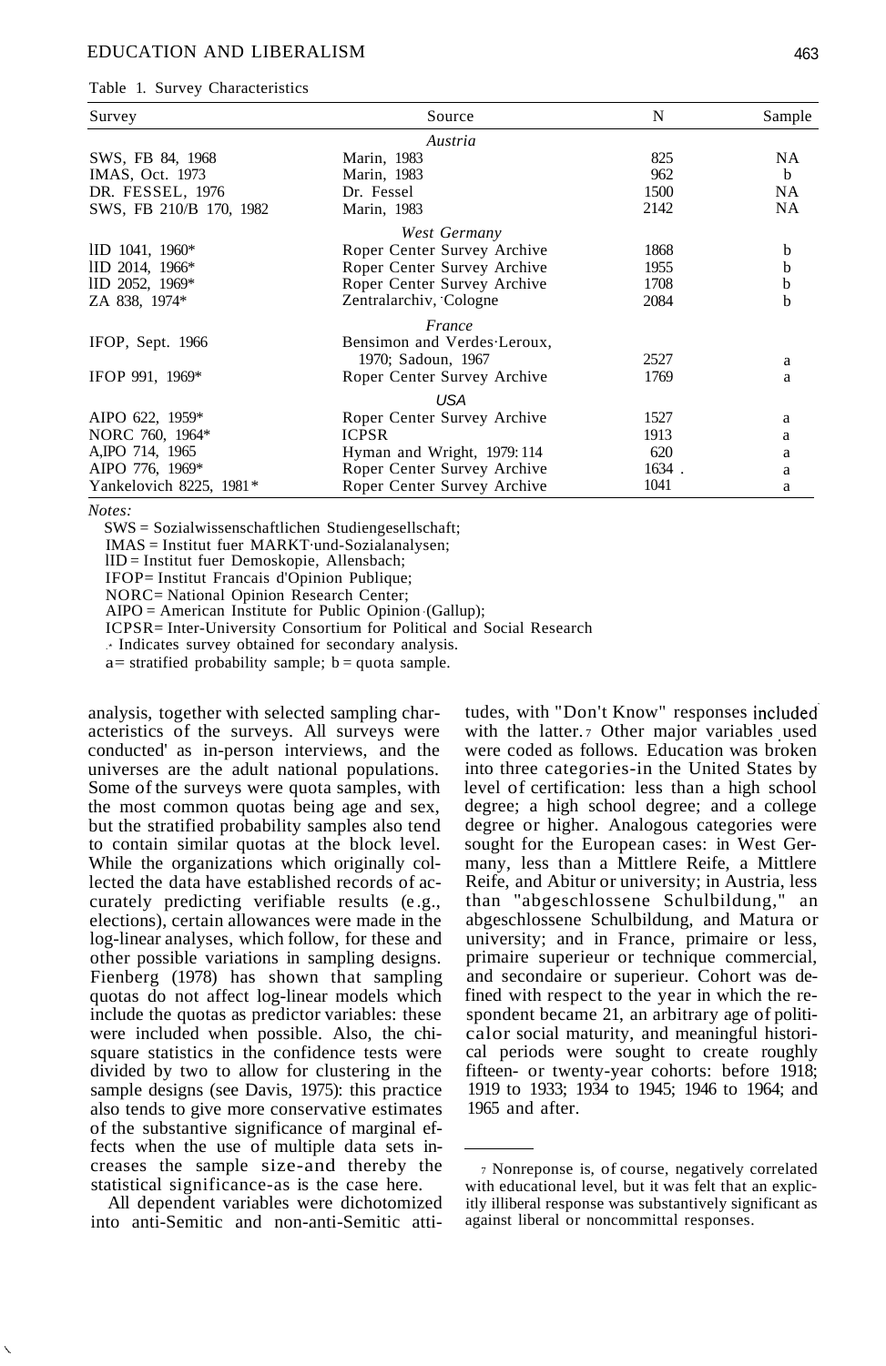Table 1. Survey Characteristics

| Survey | Source | N | Sample |
|---|---|---|---|
| *Austria* | | | |
| SWS, FB 84, 1968 | Marin, 1983 | 825 | NA |
| IMAS, Oct. 1973 | Marin, 1983 | 962 | b |
| DR. FESSEL, 1976 | Dr. Fessel | 1500 | NA |
| SWS, FB 210/B 170, 1982 | Marin, 1983 | 2142 | NA |
| *West Germany* | | | |
| IID 1041, 1960* | Roper Center Survey Archive | 1868 | b |
| IID 2014, 1966* | Roper Center Survey Archive | 1955 | b |
| IID 2052, 1969* | Roper Center Survey Archive | 1708 | b |
| ZA 838, 1974* | Zentralarchiv, Cologne | 2084 | b |
| *France* | | | |
| IFOP, Sept. 1966 | Bensimon and Verdes-Leroux, 1970; Sadoun, 1967 | 2527 | a |
| IFOP 991, 1969* | Roper Center Survey Archive | 1769 | a |
| *USA* | | | |
| AIPO 622, 1959* | Roper Center Survey Archive | 1527 | a |
| NORC 760, 1964* | ICPSR | 1913 | a |
| AIPO 714, 1965 | Hyman and Wright, 1979: 114 | 620 | a |
| AIPO 776, 1969* | Roper Center Survey Archive | 1634 | a |
| Yankelovich 8225, 1981* | Roper Center Survey Archive | 1041 | a |

*Notes:*

SWS = Sozialwissenschaftlichen Studiengesellschaft;
IMAS = Institut fuer MARKT-und-Sozialanalysen;
IID = Institut fuer Demoskopie, Allensbach;
IFOP = Institut Francais d'Opinion Publique;
NORC = National Opinion Research Center;
AIPO = American Institute for Public Opinion (Gallup);
ICPSR = Inter-University Consortium for Political and Social Research
* Indicates survey obtained for secondary analysis.
a = stratified probability sample; b = quota sample.

analysis, together with selected sampling characteristics of the surveys. All surveys were conducted as in-person interviews, and the universes are the adult national populations. Some of the surveys were quota samples, with the most common quotas being age and sex, but the stratified probability samples also tend to contain similar quotas at the block level. While the organizations which originally collected the data have established records of accurately predicting verifiable results (e.g., elections), certain allowances were made in the log-linear analyses, which follow, for these and other possible variations in sampling designs. Fienberg (1978) has shown that sampling quotas do not affect log-linear models which include the quotas as predictor variables: these were included when possible. Also, the chi-square statistics in the confidence tests were divided by two to allow for clustering in the sample designs (see Davis, 1975): this practice also tends to give more conservative estimates of the substantive significance of marginal effects when the use of multiple data sets increases the sample size-and thereby the statistical significance-as is the case here.

All dependent variables were dichotomized into anti-Semitic and non-anti-Semitic attitudes, with "Don't Know" responses included with the latter.[7] Other major variables used were coded as follows. Education was broken into three categories-in the United States by level of certification: less than a high school degree; a high school degree; and a college degree or higher. Analogous categories were sought for the European cases: in West Germany, less than a Mittlere Reife, a Mittlere Reife, and Abitur or university; in Austria, less than "abgeschlossene Schulbildung," an abgeschlossene Schulbildung, and Matura or university; and in France, primaire or less, primaire superieur or technique commercial, and secondaire or superieur. Cohort was defined with respect to the year in which the respondent became 21, an arbitrary age of political or social maturity, and meaningful historical periods were sought to create roughly fifteen- or twenty-year cohorts: before 1918; 1919 to 1933; 1934 to 1945; 1946 to 1964; and 1965 and after.

[7] Nonreponse is, of course, negatively correlated with educational level, but it was felt that an explicitly illiberal response was substantively significant as against liberal or noncommittal responses.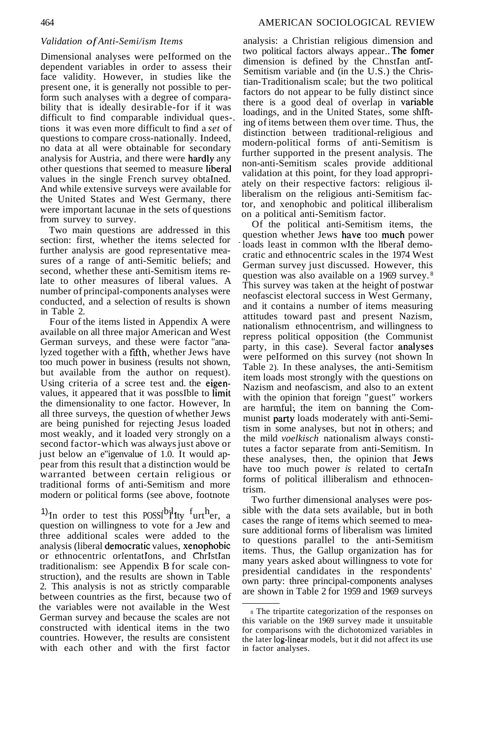### *Validation of Anti-Semitism Items*

Dimensional analyses were performed on the dependent variables in order to assess their face validity. However, in studies like the present one, it is generally not possible to perform such analyses with a degree of comparability that is ideally desirable-for if it was difficult to find comparable individual questions it was even more difficult to find a *set* of questions to compare cross-nationally. Indeed, no data at all were obtainable for secondary analysis for Austria, and there were hardly any other questions that seemed to measure liberal values in the single French survey obtained. And while extensive surveys were available for the United States and West Germany, there were important lacunae in the sets of questions from survey to survey.

Two main questions are addressed in this section: first, whether the items selected for further analysis are good representative measures of a range of anti-Semitic beliefs; and second, whether these anti-Semitism items relate to other measures of liberal values. A number of principal-components analyses were conducted, and a selection of results is shown in Table 2.

Four of the items listed in Appendix A were available on all three major American and West German surveys, and these were factor analyzed together with a fifth, whether Jews have too much power in business (results not shown, but available from the author on request). Using criteria of a scree test and the eigenvalues, it appeared that it was possible to limit the dimensionality to one factor. However, in all three surveys, the question of whether Jews are being punished for rejecting Jesus loaded most weakly, and it loaded very strongly on a second factor-which was always just above or just below an eigenvalue of 1.0. It would appear from this result that a distinction would be warranted between certain religious or traditional forms of anti-Semitism and more modern or political forms (see above, footnote 1). In order to test this possibility further, a question on willingness to vote for a Jew and three additional scales were added to the analysis (liberal democratic values, xenophobic or ethnocentric orientations, and Christian traditionalism: see Appendix B for scale construction), and the results are shown in Table 2. This analysis is not as strictly comparable between countries as the first, because two of the variables were not available in the West German survey and because the scales are not constructed with identical items in the two countries. However, the results are consistent with each other and with the first factor analysis: a Christian religious dimension and two political factors always appear. The former dimension is defined by the Christian anti-Semitism variable and (in the U.S.) the Christian-Traditionalism scale; but the two political factors do not appear to be fully distinct since there is a good deal of overlap in variable loadings, and in the United States, some shifting of items between them over time. Thus, the distinction between traditional-religious and modern-political forms of anti-Semitism is further supported in the present analysis. The non-anti-Semitism scales provide additional validation at this point, for they load appropriately on their respective factors: religious illiberalism on the religious anti-Semitism factor, and xenophobic and political illiberalism on a political anti-Semitism factor.

Of the political anti-Semitism items, the question whether Jews have too much power loads least in common with the liberal democratic and ethnocentric scales in the 1974 West German survey just discussed. However, this question was also available on a 1969 survey.[8] This survey was taken at the height of postwar neofascist electoral success in West Germany, and it contains a number of items measuring attitudes toward past and present Nazism, nationalism ethnocentrism, and willingness to repress political opposition (the Communist party, in this case). Several factor analyses were performed on this survey (not shown in Table 2). In these analyses, the anti-Semitism item loads most strongly with the questions on Nazism and neofascism, and also to an extent with the opinion that foreign "guest" workers are harmful; the item on banning the Communist party loads moderately with anti-Semitism in some analyses, but not in others; and the mild *voelkisch* nationalism always constitutes a factor separate from anti-Semitism. In these analyses, then, the opinion that Jews have too much power *is* related to certain forms of political illiberalism and ethnocentrism.

Two further dimensional analyses were possible with the data sets available, but in both cases the range of items which seemed to measure additional forms of liberalism was limited to questions parallel to the anti-Semitism items. Thus, the Gallup organization has for many years asked about willingness to vote for presidential candidates in the respondents' own party: three principal-components analyses are shown in Table 2 for 1959 and 1969 surveys

[8] The tripartite categorization of the responses on this variable on the 1969 survey made it unsuitable for comparisons with the dichotomized variables in the later log-linear models, but it did not affect its use in factor analyses.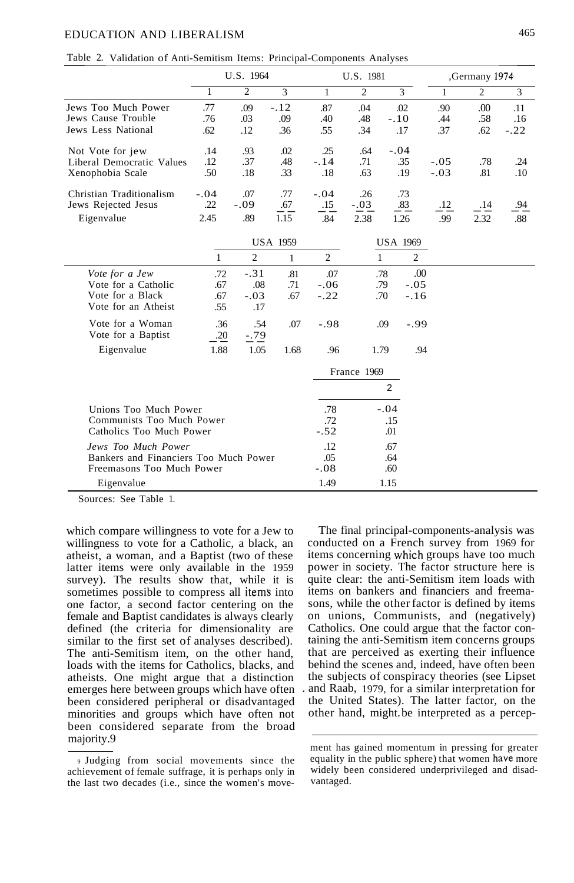Table 2. Validation of Anti-Semitism Items: Principal-Components Analyses

| | U.S. 1964 | | | U.S. 1981 | | | Germany 1974 | | |
|---|---|---|---|---|---|---|---|---|---|
| | 1 | 2 | 3 | 1 | 2 | 3 | 1 | 2 | 3 |
| Jews Too Much Power | .77 | .09 | -.12 | .87 | .04 | .02 | .90 | .00 | .11 |
| Jews Cause Trouble | .76 | .03 | .09 | .40 | .48 | -.10 | .44 | .58 | .16 |
| Jews Less National | .62 | .12 | .36 | .55 | .34 | .17 | .37 | .62 | -.22 |
| Not Vote for jew | .14 | .93 | .02 | .25 | .64 | -.04 | | | |
| Liberal Democratic Values | .12 | .37 | .48 | -.14 | .71 | .35 | -.05 | .78 | .24 |
| Xenophobia Scale | .50 | .18 | .33 | .18 | .63 | .19 | -.03 | .81 | .10 |
| Christian Traditionalism | -.04 | .07 | .77 | -.04 | .26 | .73 | | | |
| Jews Rejected Jesus | .22 | -.09 | .67 | .15 | -.03 | .83 | .12 | .14 | .94 |
| Eigenvalue | 2.45 | .89 | 1.15 | .84 | 2.38 | 1.26 | .99 | 2.32 | .88 |

| | USA 1959 | | USA 1969 | |
|---|---|---|---|---|
| | 1 | 2 | 1 | 2 |
| *Vote for a Jew* | .72 | -.31 | .81 | .07 |
| Vote for a Catholic | .67 | .08 | .71 | -.06 |
| Vote for a Black | .67 | -.03 | .67 | -.22 |
| Vote for an Atheist | .55 | .17 | | |
| Vote for a Woman | .36 | .54 | .07 | -.98 |
| Vote for a Baptist | .20 | -.79 | | |
| Eigenvalue | 1.88 | 1.05 | 1.68 | .96 |

| | USA 1969 | |
|---|---|---|
| | 1 | 2 |
| *Vote for a Jew* | .78 | .00 |
| Vote for a Catholic | .79 | -.05 |
| Vote for a Black | .70 | -.16 |
| Vote for a Woman | .09 | -.99 |
| Eigenvalue | 1.79 | .94 |

| | France 1969 | |
|---|---|---|
| | 1 | 2 |
| Unions Too Much Power | .78 | -.04 |
| Communists Too Much Power | .72 | .15 |
| Catholics Too Much Power | -.52 | .01 |
| *Jews Too Much Power* | .12 | .67 |
| Bankers and Financiers Too Much Power | .05 | .64 |
| Freemasons Too Much Power | -.08 | .60 |
| Eigenvalue | 1.49 | 1.15 |

Sources: See Table 1.

which compare willingness to vote for a Jew to willingness to vote for a Catholic, a black, an atheist, a woman, and a Baptist (two of these latter items were only available in the 1959 survey). The results show that, while it is sometimes possible to compress all items into one factor, a second factor centering on the female and Baptist candidates is always clearly defined (the criteria for dimensionality are similar to the first set of analyses described). The anti-Semitism item, on the other hand, loads with the items for Catholics, blacks, and atheists. One might argue that a distinction emerges here between groups which have often been considered peripheral or disadvantaged minorities and groups which have often not been considered separate from the broad majority.[9]

The final principal-components-analysis was conducted on a French survey from 1969 for items concerning which groups have too much power in society. The factor structure here is quite clear: the anti-Semitism item loads with items on bankers and financiers and freemasons, while the other factor is defined by items on unions, Communists, and (negatively) Catholics. One could argue that the factor containing the anti-Semitism item concerns groups that are perceived as exerting their influence behind the scenes and, indeed, have often been the subjects of conspiracy theories (see Lipset and Raab, 1979, for a similar interpretation for the United States). The latter factor, on the other hand, might be interpreted as a percep-

[9] Judging from social movements since the achievement of female suffrage, it is perhaps only in the last two decades (i.e., since the women's movement has gained momentum in pressing for greater equality in the public sphere) that women have more widely been considered underprivileged and disadvantaged.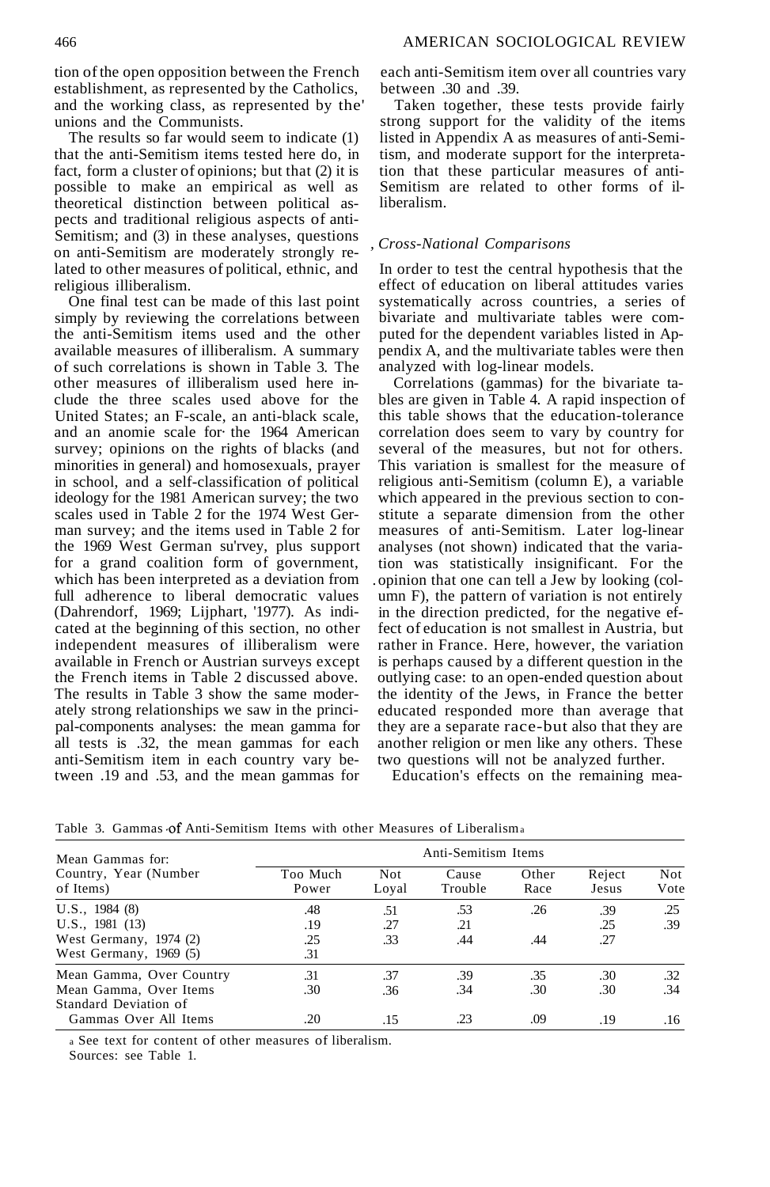tion of the open opposition between the French establishment, as represented by the Catholics, and the working class, as represented by the unions and the Communists.

The results so far would seem to indicate (1) that the anti-Semitism items tested here do, in fact, form a cluster of opinions; but that (2) it is possible to make an empirical as well as theoretical distinction between political aspects and traditional religious aspects of anti-Semitism; and (3) in these analyses, questions on anti-Semitism are moderately strongly related to other measures of political, ethnic, and religious illiberalism.

One final test can be made of this last point simply by reviewing the correlations between the anti-Semitism items used and the other available measures of illiberalism. A summary of such correlations is shown in Table 3. The other measures of illiberalism used here include the three scales used above for the United States; an F-scale, an anti-black scale, and an anomie scale for the 1964 American survey; opinions on the rights of blacks (and minorities in general) and homosexuals, prayer in school, and a self-classification of political ideology for the 1981 American survey; the two scales used in Table 2 for the 1974 West German survey; and the items used in Table 2 for the 1969 West German survey, plus support for a grand coalition form of government, which has been interpreted as a deviation from full adherence to liberal democratic values (Dahrendorf, 1969; Lijphart, 1977). As indicated at the beginning of this section, no other independent measures of illiberalism were available in French or Austrian surveys except the French items in Table 2 discussed above. The results in Table 3 show the same moderately strong relationships we saw in the principal-components analyses: the mean gamma for all tests is .32, the mean gammas for each anti-Semitism item in each country vary between .19 and .53, and the mean gammas for each anti-Semitism item over all countries vary between .30 and .39.

Taken together, these tests provide fairly strong support for the validity of the items listed in Appendix A as measures of anti-Semitism, and moderate support for the interpretation that these particular measures of anti-Semitism are related to other forms of illiberalism.

### *Cross-National Comparisons*

In order to test the central hypothesis that the effect of education on liberal attitudes varies systematically across countries, a series of bivariate and multivariate tables were computed for the dependent variables listed in Appendix A, and the multivariate tables were then analyzed with log-linear models.

Correlations (gammas) for the bivariate tables are given in Table 4. A rapid inspection of this table shows that the education-tolerance correlation does seem to vary by country for several of the measures, but not for others. This variation is smallest for the measure of religious anti-Semitism (column E), a variable which appeared in the previous section to constitute a separate dimension from the other measures of anti-Semitism. Later log-linear analyses (not shown) indicated that the variation was statistically insignificant. For the opinion that one can tell a Jew by looking (column F), the pattern of variation is not entirely in the direction predicted, for the negative effect of education is not smallest in Austria, but rather in France. Here, however, the variation is perhaps caused by a different question in the outlying case: to an open-ended question about the identity of the Jews, in France the better educated responded more than average that they are a separate race-but also that they are another religion or men like any others. These two questions will not be analyzed further.

Education's effects on the remaining mea-

Table 3. Gammas of Anti-Semitism Items with other Measures of Liberalism[a]

| Mean Gammas for: Country, Year (Number of Items) | Anti-Semitism Items | | | | | |
|---|---|---|---|---|---|---|
| | Too Much Power | Not Loyal | Cause Trouble | Other Race | Reject Jesus | Not Vote |
| U.S., 1984 (8) | .48 | .51 | .53 | .26 | .39 | .25 |
| U.S., 1981 (13) | .19 | .27 | .21 | | .25 | .39 |
| West Germany, 1974 (2) | .25 | .33 | .44 | .44 | .27 | |
| West Germany, 1969 (5) | .31 | | | | | |
| Mean Gamma, Over Country | .31 | .37 | .39 | .35 | .30 | .32 |
| Mean Gamma, Over Items | .30 | .36 | .34 | .30 | .30 | .34 |
| Standard Deviation of Gammas Over All Items | .20 | .15 | .23 | .09 | .19 | .16 |

[a] See text for content of other measures of liberalism.

Sources: see Table 1.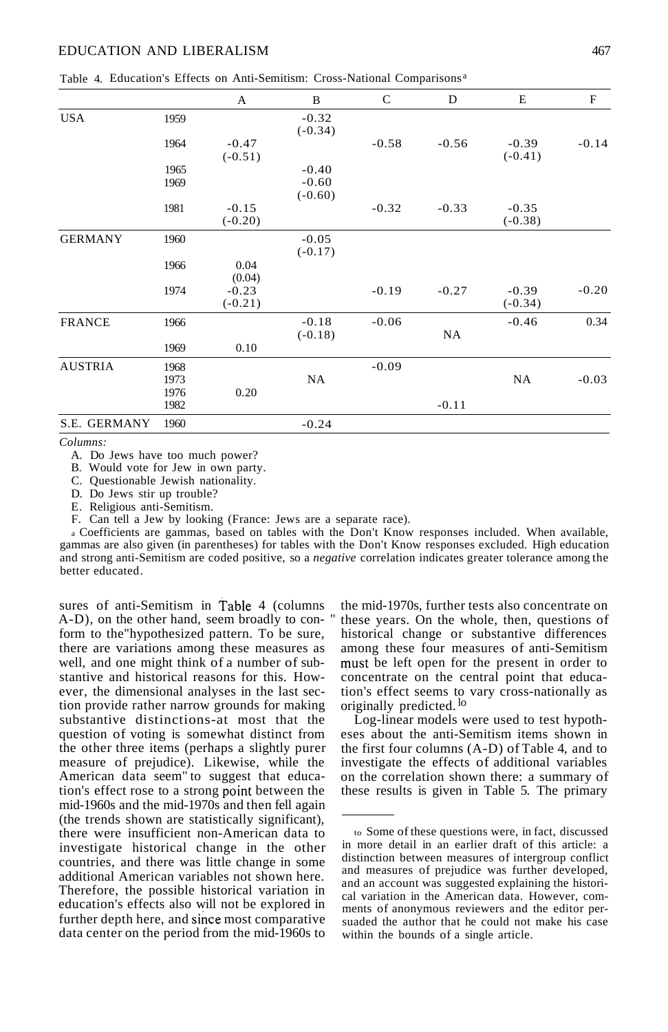Table 4. Education's Effects on Anti-Semitism: Cross-National Comparisons[a]

| | | A | B | C | D | E | F |
|---|---|---|---|---|---|---|---|
| USA | 1959 | | -0.32 (-0.34) | | | | |
| | 1964 | -0.47 (-0.51) | | -0.58 | -0.56 | -0.39 (-0.41) | -0.14 |
| | 1965 | | -0.40 | | | | |
| | 1969 | | -0.60 (-0.60) | | | | |
| | 1981 | -0.15 (-0.20) | | -0.32 | -0.33 | -0.35 (-0.38) | |
| GERMANY | 1960 | | -0.05 (-0.17) | | | | |
| | 1966 | 0.04 (0.04) | | | | | |
| | 1974 | -0.23 (-0.21) | | -0.19 | -0.27 | -0.39 (-0.34) | -0.20 |
| FRANCE | 1966 | | -0.18 (-0.18) | -0.06 | NA | -0.46 | 0.34 |
| | 1969 | 0.10 | | | | | |
| AUSTRIA | 1968 | | | -0.09 | | | |
| | 1973 | | NA | | | NA | -0.03 |
| | 1976 | 0.20 | | | | | |
| | 1982 | | | | -0.11 | | |
| S.E. GERMANY | 1960 | | -0.24 | | | | |

*Columns:*

A. Do Jews have too much power?
B. Would vote for Jew in own party.
C. Questionable Jewish nationality.
D. Do Jews stir up trouble?
E. Religious anti-Semitism.
F. Can tell a Jew by looking (France: Jews are a separate race).

[a] Coefficients are gammas, based on tables with the Don't Know responses included. When available, gammas are also given (in parentheses) for tables with the Don't Know responses excluded. High education and strong anti-Semitism are coded positive, so a *negative* correlation indicates greater tolerance among the better educated.

sures of anti-Semitism in Table 4 (columns A-D), on the other hand, seem broadly to conform to the hypothesized pattern. To be sure, there are variations among these measures as well, and one might think of a number of substantive and historical reasons for this. However, the dimensional analyses in the last section provide rather narrow grounds for making substantive distinctions-at most that the question of voting is somewhat distinct from the other three items (perhaps a slightly purer measure of prejudice). Likewise, while the American data seem to suggest that education's effect rose to a strong point between the mid-1960s and the mid-1970s and then fell again (the trends shown are statistically significant), there were insufficient non-American data to investigate historical change in the other countries, and there was little change in some additional American variables not shown here. Therefore, the possible historical variation in education's effects also will not be explored in further depth here, and since most comparative data center on the period from the mid-1960s to the mid-1970s, further tests also concentrate on these years. On the whole, then, questions of historical change or substantive differences among these four measures of anti-Semitism must be left open for the present in order to concentrate on the central point that education's effect seems to vary cross-nationally as originally predicted.[10]

Log-linear models were used to test hypotheses about the anti-Semitism items shown in the first four columns (A-D) of Table 4, and to investigate the effects of additional variables on the correlation shown there: a summary of these results is given in Table 5. The primary

[10] Some of these questions were, in fact, discussed in more detail in an earlier draft of this article: a distinction between measures of intergroup conflict and measures of prejudice was further developed, and an account was suggested explaining the historical variation in the American data. However, comments of anonymous reviewers and the editor persuaded the author that he could not make his case within the bounds of a single article.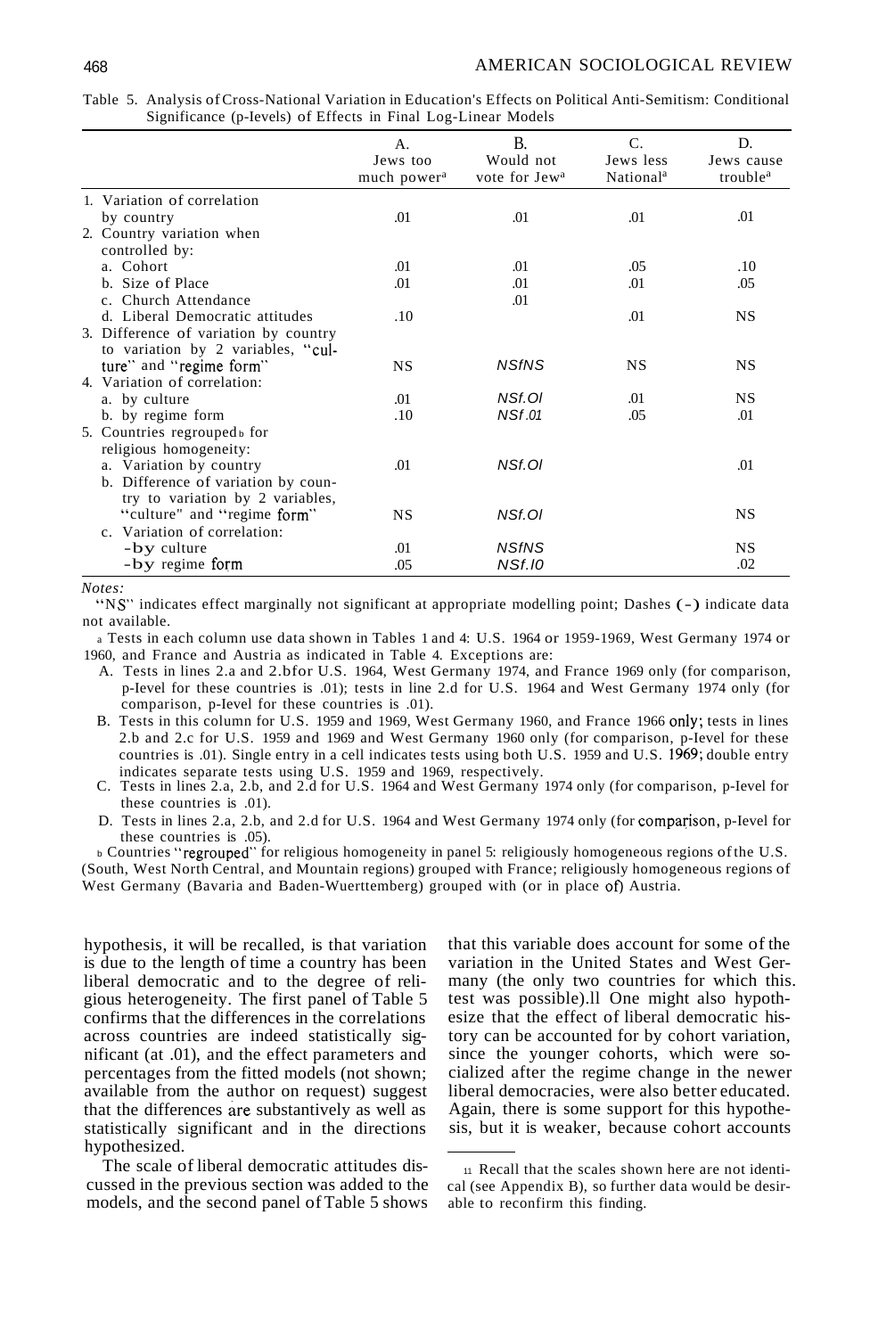Table 5. Analysis of Cross-National Variation in Education's Effects on Political Anti-Semitism: Conditional Significance (p-levels) of Effects in Final Log-Linear Models

| | A. Jews too much power[a] | B. Would not vote for Jew[a] | C. Jews less National[a] | D. Jews cause trouble[a] |
|---|---|---|---|---|
| 1. Variation of correlation by country | .01 | .01 | .01 | .01 |
| 2. Country variation when controlled by: | | | | |
| a. Cohort | .01 | .01 | .05 | .10 |
| b. Size of Place | .01 | .01 | .01 | .05 |
| c. Church Attendance | | .01 | | |
| d. Liberal Democratic attitudes | .10 | | .01 | NS |
| 3. Difference of variation by country to variation by 2 variables, "culture" and "regime form" | NS | NS/NS | NS | NS |
| 4. Variation of correlation: | | | | |
| a. by culture | .01 | NS/.01 | .01 | NS |
| b. by regime form | .10 | NS/.01 | .05 | .01 |
| 5. Countries regrouped[b] for religious homogeneity: | | | | |
| a. Variation by country | .01 | NS/.01 | | .01 |
| b. Difference of variation by country to variation by 2 variables, "culture" and "regime form" | NS | NS/.01 | | NS |
| c. Variation of correlation: | | | | |
| -by culture | .01 | NS/NS | | NS |
| -by regime form | .05 | NS/.10 | | .02 |

*Notes:*

"NS" indicates effect marginally not significant at appropriate modelling point; Dashes (-) indicate data not available.

[a] Tests in each column use data shown in Tables 1 and 4: U.S. 1964 or 1959-1969, West Germany 1974 or 1960, and France and Austria as indicated in Table 4. Exceptions are:

A. Tests in lines 2.a and 2.b for U.S. 1964, West Germany 1974, and France 1969 only (for comparison, p-level for these countries is .01); tests in line 2.d for U.S. 1964 and West Germany 1974 only (for comparison, p-level for these countries is .01).

B. Tests in this column for U.S. 1959 and 1969, West Germany 1960, and France 1966 only; tests in lines 2.b and 2.c for U.S. 1959 and 1969 and West Germany 1960 only (for comparison, p-level for these countries is .01). Single entry in a cell indicates tests using both U.S. 1959 and U.S. 1969; double entry indicates separate tests using U.S. 1959 and 1969, respectively.

C. Tests in lines 2.a, 2.b, and 2.d for U.S. 1964 and West Germany 1974 only (for comparison, p-level for these countries is .01).

D. Tests in lines 2.a, 2.b, and 2.d for U.S. 1964 and West Germany 1974 only (for comparison, p-level for these countries is .05).

[b] Countries "regrouped" for religious homogeneity in panel 5: religiously homogeneous regions of the U.S. (South, West North Central, and Mountain regions) grouped with France; religiously homogeneous regions of West Germany (Bavaria and Baden-Wuerttemberg) grouped with (or in place of) Austria.

hypothesis, it will be recalled, is that variation is due to the length of time a country has been liberal democratic and to the degree of religious heterogeneity. The first panel of Table 5 confirms that the differences in the correlations across countries are indeed statistically significant (at .01), and the effect parameters and percentages from the fitted models (not shown; available from the author on request) suggest that the differences are substantively as well as statistically significant and in the directions hypothesized.

The scale of liberal democratic attitudes discussed in the previous section was added to the models, and the second panel of Table 5 shows that this variable does account for some of the variation in the United States and West Germany (the only two countries for which this test was possible).[11] One might also hypothesize that the effect of liberal democratic history can be accounted for by cohort variation, since the younger cohorts, which were socialized after the regime change in the newer liberal democracies, were also better educated. Again, there is some support for this hypothesis, but it is weaker, because cohort accounts

[11] Recall that the scales shown here are not identical (see Appendix B), so further data would be desirable to reconfirm this finding.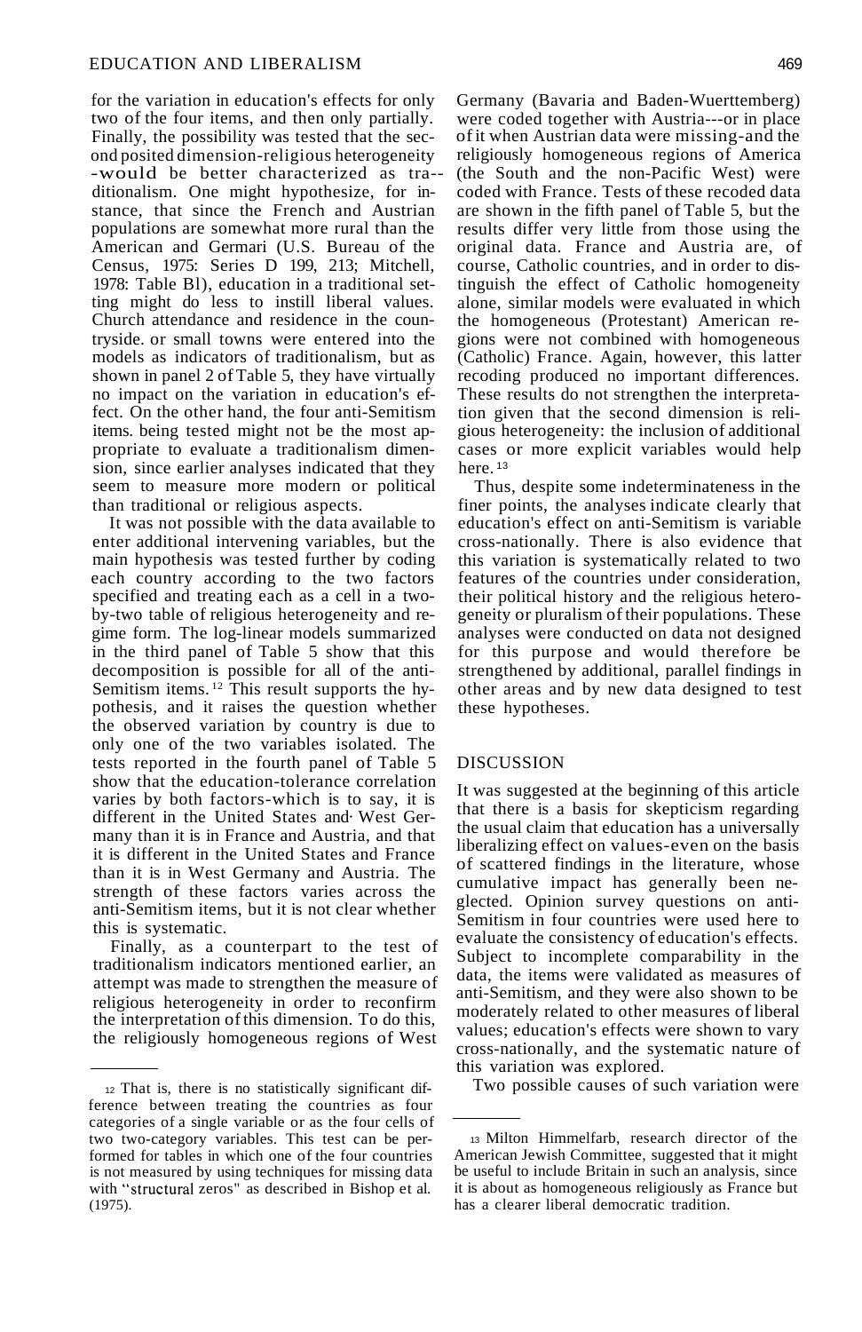for the variation in education's effects for only two of the four items, and then only partially. Finally, the possibility was tested that the second posited dimension-religious heterogeneity -would be better characterized as traditionalism. One might hypothesize, for instance, that since the French and Austrian populations are somewhat more rural than the American and German (U.S. Bureau of the Census, 1975: Series D 199, 213; Mitchell, 1978: Table Bl), education in a traditional setting might do less to instill liberal values. Church attendance and residence in the countryside or small towns were entered into the models as indicators of traditionalism, but as shown in panel 2 of Table 5, they have virtually no impact on the variation in education's effect. On the other hand, the four anti-Semitism items being tested might not be the most appropriate to evaluate a traditionalism dimension, since earlier analyses indicated that they seem to measure more modern or political than traditional or religious aspects.

It was not possible with the data available to enter additional intervening variables, but the main hypothesis was tested further by coding each country according to the two factors specified and treating each as a cell in a two-by-two table of religious heterogeneity and regime form. The log-linear models summarized in the third panel of Table 5 show that this decomposition is possible for all of the anti-Semitism items.[12] This result supports the hypothesis, and it raises the question whether the observed variation by country is due to only one of the two variables isolated. The tests reported in the fourth panel of Table 5 show that the education-tolerance correlation varies by both factors-which is to say, it is different in the United States and West Germany than it is in France and Austria, and that it is different in the United States and France than it is in West Germany and Austria. The strength of these factors varies across the anti-Semitism items, but it is not clear whether this is systematic.

Finally, as a counterpart to the test of traditionalism indicators mentioned earlier, an attempt was made to strengthen the measure of religious heterogeneity in order to reconfirm the interpretation of this dimension. To do this, the religiously homogeneous regions of West Germany (Bavaria and Baden-Wuerttemberg) were coded together with Austria---or in place of it when Austrian data were missing-and the religiously homogeneous regions of America (the South and the non-Pacific West) were coded with France. Tests of these recoded data are shown in the fifth panel of Table 5, but the results differ very little from those using the original data. France and Austria are, of course, Catholic countries, and in order to distinguish the effect of Catholic homogeneity alone, similar models were evaluated in which the homogeneous (Protestant) American regions were not combined with homogeneous (Catholic) France. Again, however, this latter recoding produced no important differences. These results do not strengthen the interpretation given that the second dimension is religious heterogeneity: the inclusion of additional cases or more explicit variables would help here.[13]

Thus, despite some indeterminateness in the finer points, the analyses indicate clearly that education's effect on anti-Semitism is variable cross-nationally. There is also evidence that this variation is systematically related to two features of the countries under consideration, their political history and the religious heterogeneity or pluralism of their populations. These analyses were conducted on data not designed for this purpose and would therefore be strengthened by additional, parallel findings in other areas and by new data designed to test these hypotheses.

## DISCUSSION

It was suggested at the beginning of this article that there is a basis for skepticism regarding the usual claim that education has a universally liberalizing effect on values-even on the basis of scattered findings in the literature, whose cumulative impact has generally been neglected. Opinion survey questions on anti-Semitism in four countries were used here to evaluate the consistency of education's effects. Subject to incomplete comparability in the data, the items were validated as measures of anti-Semitism, and they were also shown to be moderately related to other measures of liberal values; education's effects were shown to vary cross-nationally, and the systematic nature of this variation was explored.

Two possible causes of such variation were

---

[12] That is, there is no statistically significant difference between treating the countries as four categories of a single variable or as the four cells of two two-category variables. This test can be performed for tables in which one of the four countries is not measured by using techniques for missing data with "structural zeros" as described in Bishop et al. (1975).

[13] Milton Himmelfarb, research director of the American Jewish Committee, suggested that it might be useful to include Britain in such an analysis, since it is about as homogeneous religiously as France but has a clearer liberal democratic tradition.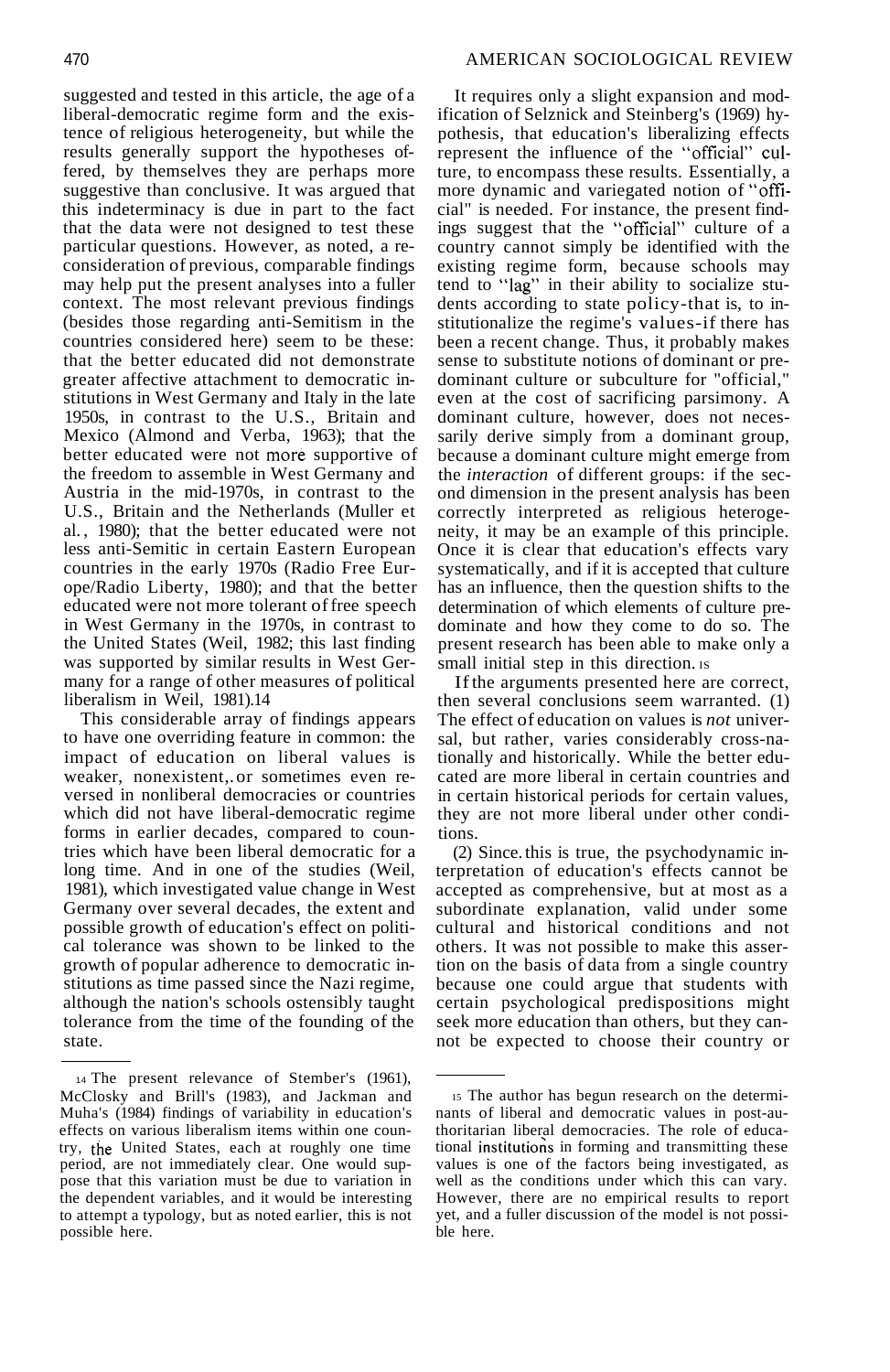suggested and tested in this article, the age of a liberal-democratic regime form and the existence of religious heterogeneity, but while the results generally support the hypotheses offered, by themselves they are perhaps more suggestive than conclusive. It was argued that this indeterminacy is due in part to the fact that the data were not designed to test these particular questions. However, as noted, a reconsideration of previous, comparable findings may help put the present analyses into a fuller context. The most relevant previous findings (besides those regarding anti-Semitism in the countries considered here) seem to be these: that the better educated did not demonstrate greater affective attachment to democratic institutions in West Germany and Italy in the late 1950s, in contrast to the U.S., Britain and Mexico (Almond and Verba, 1963); that the better educated were not more supportive of the freedom to assemble in West Germany and Austria in the mid-1970s, in contrast to the U.S., Britain and the Netherlands (Muller et al., 1980); that the better educated were not less anti-Semitic in certain Eastern European countries in the early 1970s (Radio Free Europe/Radio Liberty, 1980); and that the better educated were not more tolerant of free speech in West Germany in the 1970s, in contrast to the United States (Weil, 1982; this last finding was supported by similar results in West Germany for a range of other measures of political liberalism in Weil, 1981).[14]

This considerable array of findings appears to have one overriding feature in common: the impact of education on liberal values is weaker, nonexistent, or sometimes even reversed in nonliberal democracies or countries which did not have liberal-democratic regime forms in earlier decades, compared to countries which have been liberal democratic for a long time. And in one of the studies (Weil, 1981), which investigated value change in West Germany over several decades, the extent and possible growth of education's effect on political tolerance was shown to be linked to the growth of popular adherence to democratic institutions as time passed since the Nazi regime, although the nation's schools ostensibly taught tolerance from the time of the founding of the state.

It requires only a slight expansion and modification of Selznick and Steinberg's (1969) hypothesis, that education's liberalizing effects represent the influence of the "official" culture, to encompass these results. Essentially, a more dynamic and variegated notion of "official" is needed. For instance, the present findings suggest that the "official" culture of a country cannot simply be identified with the existing regime form, because schools may tend to "lag" in their ability to socialize students according to state policy-that is, to institutionalize the regime's values-if there has been a recent change. Thus, it probably makes sense to substitute notions of dominant or predominant culture or subculture for "official," even at the cost of sacrificing parsimony. A dominant culture, however, does not necessarily derive simply from a dominant group, because a dominant culture might emerge from the *interaction* of different groups: if the second dimension in the present analysis has been correctly interpreted as religious heterogeneity, it may be an example of this principle. Once it is clear that education's effects vary systematically, and if it is accepted that culture has an influence, then the question shifts to the determination of which elements of culture predominate and how they come to do so. The present research has been able to make only a small initial step in this direction.[15]

If the arguments presented here are correct, then several conclusions seem warranted. (1) The effect of education on values is *not* universal, but rather, varies considerably cross-nationally and historically. While the better educated are more liberal in certain countries and in certain historical periods for certain values, they are not more liberal under other conditions.

(2) Since this is true, the psychodynamic interpretation of education's effects cannot be accepted as comprehensive, but at most as a subordinate explanation, valid under some cultural and historical conditions and not others. It was not possible to make this assertion on the basis of data from a single country because one could argue that students with certain psychological predispositions might seek more education than others, but they cannot be expected to choose their country or

---

[14] The present relevance of Stember's (1961), McClosky and Brill's (1983), and Jackman and Muha's (1984) findings of variability in education's effects on various liberalism items within one country, the United States, each at roughly one time period, are not immediately clear. One would suppose that this variation must be due to variation in the dependent variables, and it would be interesting to attempt a typology, but as noted earlier, this is not possible here.

[15] The author has begun research on the determinants of liberal and democratic values in post-authoritarian liberal democracies. The role of educational institutions in forming and transmitting these values is one of the factors being investigated, as well as the conditions under which this can vary. However, there are no empirical results to report yet, and a fuller discussion of the model is not possible here.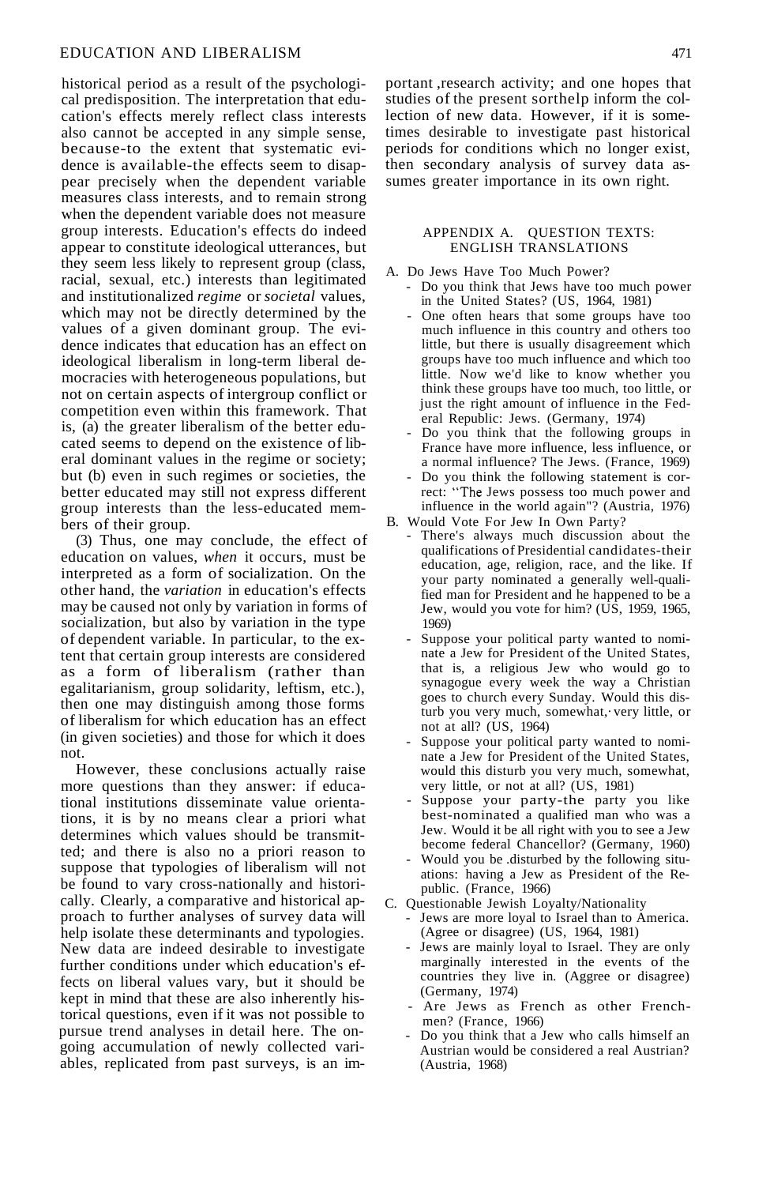historical period as a result of the psychological predisposition. The interpretation that education's effects merely reflect class interests also cannot be accepted in any simple sense, because-to the extent that systematic evidence is available-the effects seem to disappear precisely when the dependent variable measures class interests, and to remain strong when the dependent variable does not measure group interests. Education's effects do indeed appear to constitute ideological utterances, but they seem less likely to represent group (class, racial, sexual, etc.) interests than legitimated and institutionalized *regime* or *societal* values, which may not be directly determined by the values of a given dominant group. The evidence indicates that education has an effect on ideological liberalism in long-term liberal democracies with heterogeneous populations, but not on certain aspects of intergroup conflict or competition even within this framework. That is, (a) the greater liberalism of the better educated seems to depend on the existence of liberal dominant values in the regime or society; but (b) even in such regimes or societies, the better educated may still not express different group interests than the less-educated members of their group.

(3) Thus, one may conclude, the effect of education on values, *when* it occurs, must be interpreted as a form of socialization. On the other hand, the *variation* in education's effects may be caused not only by variation in forms of socialization, but also by variation in the type of dependent variable. In particular, to the extent that certain group interests are considered as a form of liberalism (rather than egalitarianism, group solidarity, leftism, etc.), then one may distinguish among those forms of liberalism for which education has an effect (in given societies) and those for which it does not.

However, these conclusions actually raise more questions than they answer: if educational institutions disseminate value orientations, it is by no means clear a priori what determines which values should be transmitted; and there is also no a priori reason to suppose that typologies of liberalism will not be found to vary cross-nationally and historically. Clearly, a comparative and historical approach to further analyses of survey data will help isolate these determinants and typologies. New data are indeed desirable to investigate further conditions under which education's effects on liberal values vary, but it should be kept in mind that these are also inherently historical questions, even if it was not possible to pursue trend analyses in detail here. The ongoing accumulation of newly collected variables, replicated from past surveys, is an important ,research activity; and one hopes that studies of the present sorthelp inform the collection of new data. However, if it is sometimes desirable to investigate past historical periods for conditions which no longer exist, then secondary analysis of survey data assumes greater importance in its own right.

## APPENDIX A. QUESTION TEXTS: ENGLISH TRANSLATIONS

A. Do Jews Have Too Much Power?
- Do you think that Jews have too much power in the United States? (US, 1964, 1981)
- One often hears that some groups have too much influence in this country and others too little, but there is usually disagreement which groups have too much influence and which too little. Now we'd like to know whether you think these groups have too much, too little, or just the right amount of influence in the Federal Republic: Jews. (Germany, 1974)
- Do you think that the following groups in France have more influence, less influence, or a normal influence? The Jews. (France, 1969)
- Do you think the following statement is correct: "The Jews possess too much power and influence in the world again"? (Austria, 1976)

B. Would Vote For Jew In Own Party?
- There's always much discussion about the qualifications of Presidential candidates-their education, age, religion, race, and the like. If your party nominated a generally well-qualified man for President and he happened to be a Jew, would you vote for him? (US, 1959, 1965, 1969)
- Suppose your political party wanted to nominate a Jew for President of the United States, that is, a religious Jew who would go to synagogue every week the way a Christian goes to church every Sunday. Would this disturb you very much, somewhat, very little, or not at all? (US, 1964)
- Suppose your political party wanted to nominate a Jew for President of the United States, would this disturb you very much, somewhat, very little, or not at all? (US, 1981)
- Suppose your party-the party you like best-nominated a qualified man who was a Jew. Would it be all right with you to see a Jew become federal Chancellor? (Germany, 1960)
- Would you be disturbed by the following situations: having a Jew as President of the Republic. (France, 1966)

C. Questionable Jewish Loyalty/Nationality
- Jews are more loyal to Israel than to America. (Agree or disagree) (US, 1964, 1981)
- Jews are mainly loyal to Israel. They are only marginally interested in the events of the countries they live in. (Aggree or disagree) (Germany, 1974)
- Are Jews as French as other Frenchmen? (France, 1966)
- Do you think that a Jew who calls himself an Austrian would be considered a real Austrian? (Austria, 1968)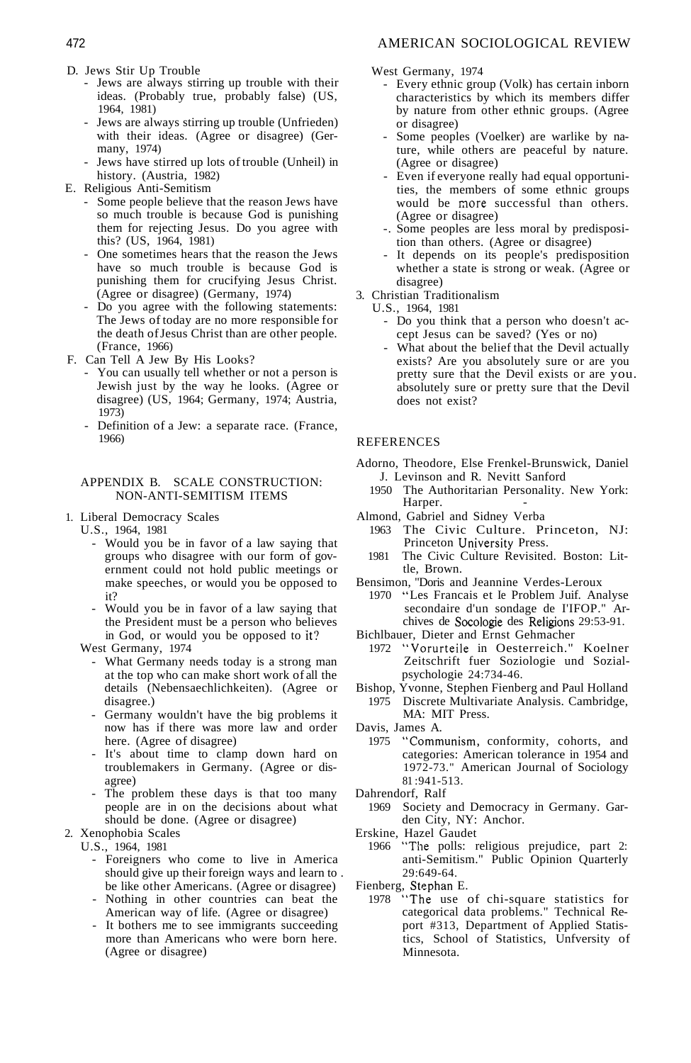D. Jews Stir Up Trouble
   - Jews are always stirring up trouble with their ideas. (Probably true, probably false) (US, 1964, 1981)
   - Jews are always stirring up trouble (Unfrieden) with their ideas. (Agree or disagree) (Germany, 1974)
   - Jews have stirred up lots of trouble (Unheil) in history. (Austria, 1982)

E. Religious Anti-Semitism
   - Some people believe that the reason Jews have so much trouble is because God is punishing them for rejecting Jesus. Do you agree with this? (US, 1964, 1981)
   - One sometimes hears that the reason the Jews have so much trouble is because God is punishing them for crucifying Jesus Christ. (Agree or disagree) (Germany, 1974)
   - Do you agree with the following statements: The Jews of today are no more responsible for the death of Jesus Christ than are other people. (France, 1966)

F. Can Tell A Jew By His Looks?
   - You can usually tell whether or not a person is Jewish just by the way he looks. (Agree or disagree) (US, 1964; Germany, 1974; Austria, 1973)
   - Definition of a Jew: a separate race. (France, 1966)

## APPENDIX B. SCALE CONSTRUCTION: NON-ANTI-SEMITISM ITEMS

1. Liberal Democracy Scales

   U.S., 1964, 1981
   - Would you be in favor of a law saying that groups who disagree with our form of government could not hold public meetings or make speeches, or would you be opposed to it?
   - Would you be in favor of a law saying that the President must be a person who believes in God, or would you be opposed to it?

   West Germany, 1974
   - What Germany needs today is a strong man at the top who can make short work of all the details (Nebensaechlichkeiten). (Agree or disagree.)
   - Germany wouldn't have the big problems it now has if there was more law and order here. (Agree of disagree)
   - It's about time to clamp down hard on troublemakers in Germany. (Agree or disagree)
   - The problem these days is that too many people are in on the decisions about what should be done. (Agree or disagree)

2. Xenophobia Scales

   U.S., 1964, 1981
   - Foreigners who come to live in America should give up their foreign ways and learn to be like other Americans. (Agree or disagree)
   - Nothing in other countries can beat the American way of life. (Agree or disagree)
   - It bothers me to see immigrants succeeding more than Americans who were born here. (Agree or disagree)

   West Germany, 1974
   - Every ethnic group (Volk) has certain inborn characteristics by which its members differ by nature from other ethnic groups. (Agree or disagree)
   - Some peoples (Voelker) are warlike by nature, while others are peaceful by nature. (Agree or disagree)
   - Even if everyone really had equal opportunities, the members of some ethnic groups would be more successful than others. (Agree or disagree)
   - Some peoples are less moral by predisposition than others. (Agree or disagree)
   - It depends on its people's predisposition whether a state is strong or weak. (Agree or disagree)

3. Christian Traditionalism

   U.S., 1964, 1981
   - Do you think that a person who doesn't accept Jesus can be saved? (Yes or no)
   - What about the belief that the Devil actually exists? Are you absolutely sure or are you pretty sure that the Devil exists or are you absolutely sure or pretty sure that the Devil does not exist?

## REFERENCES

Adorno, Theodore, Else Frenkel-Brunswick, Daniel J. Levinson and R. Nevitt Sanford
1950 The Authoritarian Personality. New York: Harper.

Almond, Gabriel and Sidney Verba
1963 The Civic Culture. Princeton, NJ: Princeton University Press.
1981 The Civic Culture Revisited. Boston: Little, Brown.

Bensimon, Doris and Jeannine Verdes-Leroux
1970 "Les Francais et le Problem Juif. Analyse secondaire d'un sondage de l'IFOP." Archives de Socologie des Religions 29:53-91.

Bichlbauer, Dieter and Ernst Gehmacher
1972 "Vorurteile in Oesterreich." Koelner Zeitschrift fuer Soziologie und Sozialpsychologie 24:734-46.

Bishop, Yvonne, Stephen Fienberg and Paul Holland
1975 Discrete Multivariate Analysis. Cambridge, MA: MIT Press.

Davis, James A.
1975 "Communism, conformity, cohorts, and categories: American tolerance in 1954 and 1972-73." American Journal of Sociology 81:941-513.

Dahrendorf, Ralf
1969 Society and Democracy in Germany. Garden City, NY: Anchor.

Erskine, Hazel Gaudet
1966 "The polls: religious prejudice, part 2: anti-Semitism." Public Opinion Quarterly 29:649-64.

Fienberg, Stephan E.
1978 "The use of chi-square statistics for categorical data problems." Technical Report #313, Department of Applied Statistics, School of Statistics, Unfversity of Minnesota.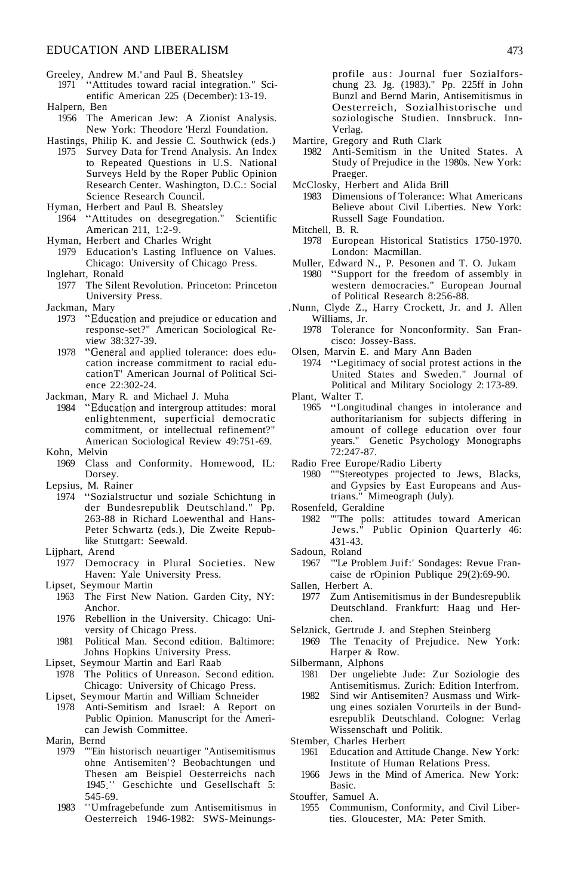Greeley, Andrew M. and Paul B. Sheatsley
1971 "Attitudes toward racial integration." Scientific American 225 (December): 13-19.

Halpern, Ben
1956 The American Jew: A Zionist Analysis. New York: Theodore Herzl Foundation.

Hastings, Philip K. and Jessie C. Southwick (eds.)
1975 Survey Data for Trend Analysis. An Index to Repeated Questions in U.S. National Surveys Held by the Roper Public Opinion Research Center. Washington, D.C.: Social Science Research Council.

Hyman, Herbert and Paul B. Sheatsley
1964 "Attitudes on desegregation." Scientific American 211, 1:2-9.

Hyman, Herbert and Charles Wright
1979 Education's Lasting Influence on Values. Chicago: University of Chicago Press.

Inglehart, Ronald
1977 The Silent Revolution. Princeton: Princeton University Press.

Jackman, Mary
1973 "Education and prejudice or education and response-set?" American Sociological Review 38:327-39.
1978 "General and applied tolerance: does education increase commitment to racial education?" American Journal of Political Science 22:302-24.

Jackman, Mary R. and Michael J. Muha
1984 "Education and intergroup attitudes: moral enlightenment, superficial democratic commitment, or intellectual refinement?" American Sociological Review 49:751-69.

Kohn, Melvin
1969 Class and Conformity. Homewood, IL: Dorsey.

Lepsius, M. Rainer
1974 "Sozialstructur und soziale Schichtung in der Bundesrepublik Deutschland." Pp. 263-88 in Richard Loewenthal and Hans-Peter Schwartz (eds.), Die Zweite Republike Stuttgart: Seewald.

Lijphart, Arend
1977 Democracy in Plural Societies. New Haven: Yale University Press.

Lipset, Seymour Martin
1963 The First New Nation. Garden City, NY: Anchor.
1976 Rebellion in the University. Chicago: University of Chicago Press.
1981 Political Man. Second edition. Baltimore: Johns Hopkins University Press.

Lipset, Seymour Martin and Earl Raab
1978 The Politics of Unreason. Second edition. Chicago: University of Chicago Press.

Lipset, Seymour Martin and William Schneider
1978 Anti-Semitism and Israel: A Report on Public Opinion. Manuscript for the American Jewish Committee.

Marin, Bernd
1979 "Ein historisch neuartiger "Antisemitismus ohne Antisemiten"? Beobachtungen und Thesen am Beispiel Oesterreichs nach 1945." Geschichte und Gesellschaft 5: 545-69.
1983 "Umfragebefunde zum Antisemitismus in Oesterreich 1946-1982: SWS-Meinungsprofile aus: Journal fuer Sozialforschung 23. Jg. (1983)." Pp. 225ff in John Bunzl and Bernd Marin, Antisemitismus in Oesterreich, Sozialhistorische und soziologische Studien. Innsbruck. Inn-Verlag.

Martire, Gregory and Ruth Clark
1982 Anti-Semitism in the United States. A Study of Prejudice in the 1980s. New York: Praeger.

McClosky, Herbert and Alida Brill
1983 Dimensions of Tolerance: What Americans Believe about Civil Liberties. New York: Russell Sage Foundation.

Mitchell, B. R.
1978 European Historical Statistics 1750-1970. London: Macmillan.

Muller, Edward N., P. Pesonen and T. O. Jukam
1980 "Support for the freedom of assembly in western democracies." European Journal of Political Research 8:256-88.

Nunn, Clyde Z., Harry Crockett, Jr. and J. Allen Williams, Jr.
1978 Tolerance for Nonconformity. San Francisco: Jossey-Bass.

Olsen, Marvin E. and Mary Ann Baden
1974 "Legitimacy of social protest actions in the United States and Sweden." Journal of Political and Military Sociology 2: 173-89.

Plant, Walter T.
1965 "Longitudinal changes in intolerance and authoritarianism for subjects differing in amount of college education over four years." Genetic Psychology Monographs 72:247-87.

Radio Free Europe/Radio Liberty
1980 "Stereotypes projected to Jews, Blacks, and Gypsies by East Europeans and Austrians." Mimeograph (July).

Rosenfeld, Geraldine
1982 "The polls: attitudes toward American Jews." Public Opinion Quarterly 46: 431-43.

Sadoun, Roland
1967 "Le Problem Juif:' Sondages: Revue Francaise de rOpinion Publique 29(2):69-90.

Sallen, Herbert A.
1977 Zum Antisemitismus in der Bundesrepublik Deutschland. Frankfurt: Haag und Herchen.

Selznick, Gertrude J. and Stephen Steinberg
1969 The Tenacity of Prejudice. New York: Harper & Row.

Silbermann, Alphons
1981 Der ungeliebte Jude: Zur Soziologie des Antisemitismus. Zurich: Edition Interfrom.
1982 Sind wir Antisemiten? Ausmass und Wirkung eines sozialen Vorurteils in der Bundesrepublik Deutschland. Cologne: Verlag Wissenschaft und Politik.

Stember, Charles Herbert
1961 Education and Attitude Change. New York: Institute of Human Relations Press.
1966 Jews in the Mind of America. New York: Basic.

Stouffer, Samuel A.
1955 Communism, Conformity, and Civil Liberties. Gloucester, MA: Peter Smith.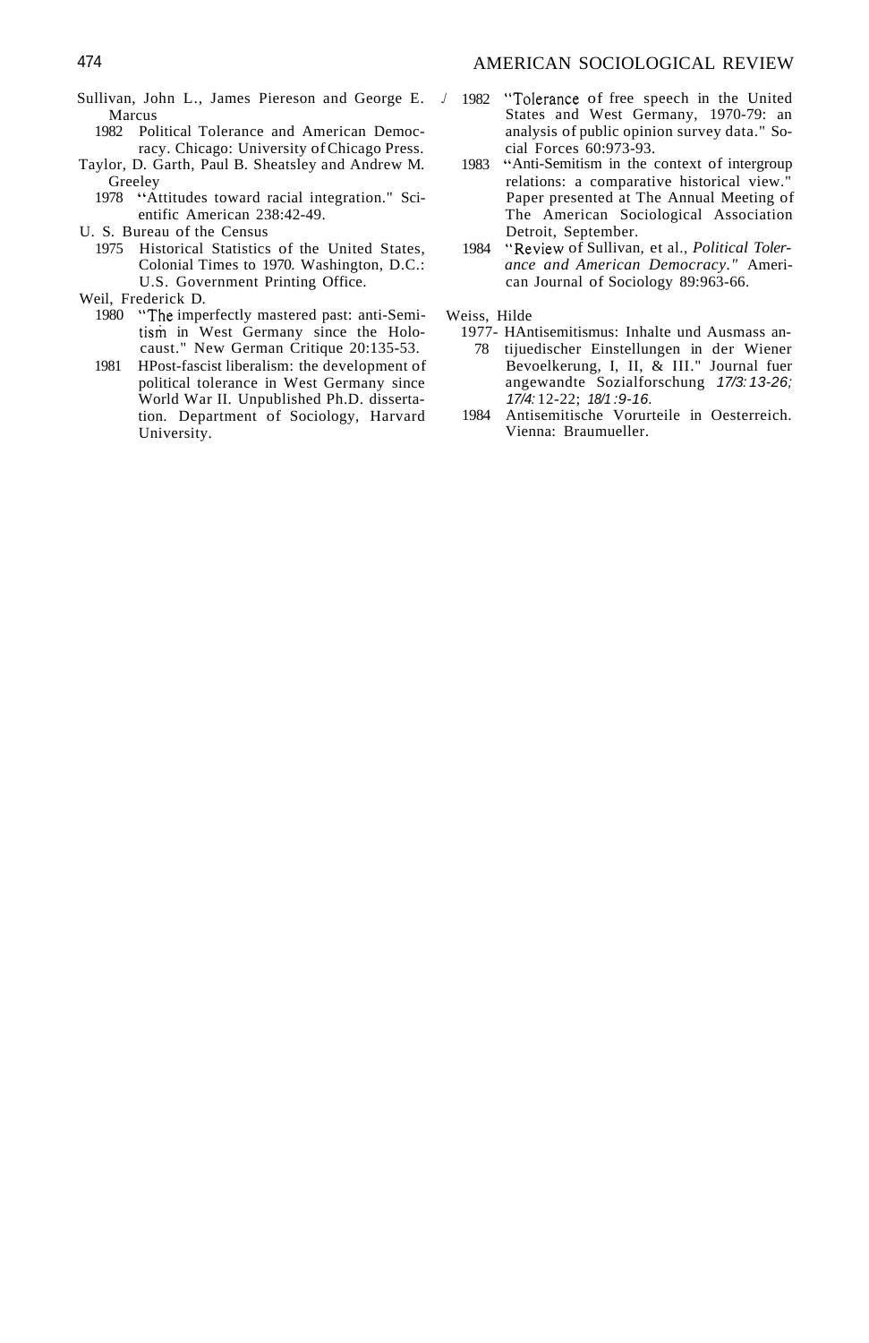Sullivan, John L., James Piereson and George E. Marcus
1982 Political Tolerance and American Democracy. Chicago: University of Chicago Press.

Taylor, D. Garth, Paul B. Sheatsley and Andrew M. Greeley
1978 "Attitudes toward racial integration." Scientific American 238:42-49.

U. S. Bureau of the Census
1975 Historical Statistics of the United States, Colonial Times to 1970. Washington, D.C.: U.S. Government Printing Office.

Weil, Frederick D.
1980 "The imperfectly mastered past: anti-Semitism in West Germany since the Holocaust." New German Critique 20:135-53.
1981 "Post-fascist liberalism: the development of political tolerance in West Germany since World War II. Unpublished Ph.D. dissertation. Department of Sociology, Harvard University.
1982 "Tolerance of free speech in the United States and West Germany, 1970-79: an analysis of public opinion survey data." Social Forces 60:973-93.
1983 "Anti-Semitism in the context of intergroup relations: a comparative historical view." Paper presented at The Annual Meeting of The American Sociological Association Detroit, September.
1984 "Review of Sullivan, et al., *Political Tolerance and American Democracy*." American Journal of Sociology 89:963-66.

Weiss, Hilde
1977-78 "Antisemitismus: Inhalte und Ausmass antijuedischer Einstellungen in der Wiener Bevoelkerung, I, II, & III." Journal fuer angewandte Sozialforschung 17/3:13-26; 17/4:12-22; 18/1:9-16.
1984 Antisemitische Vorurteile in Oesterreich. Vienna: Braumueller.